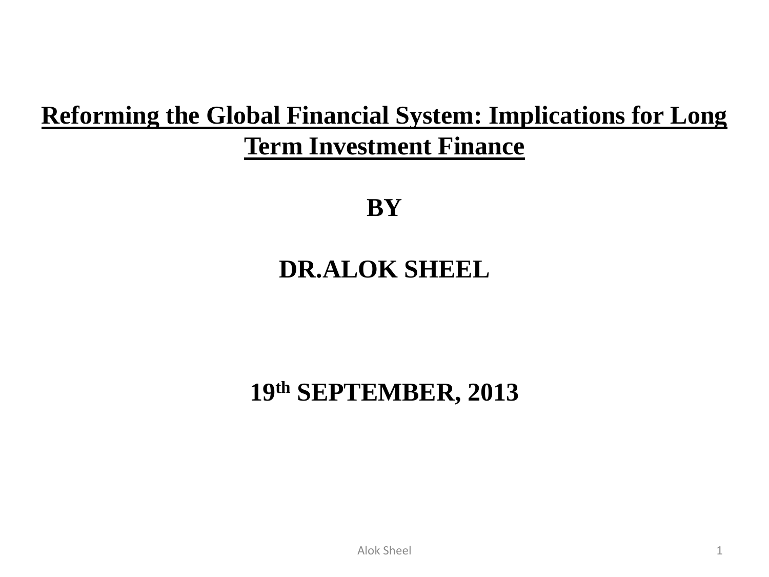# Reforming the Global Financial System: Implications for Long Term Investment Finance

**BY**

**DR.ALOK SHEEL**

**19th SEPTEMBER, 2013**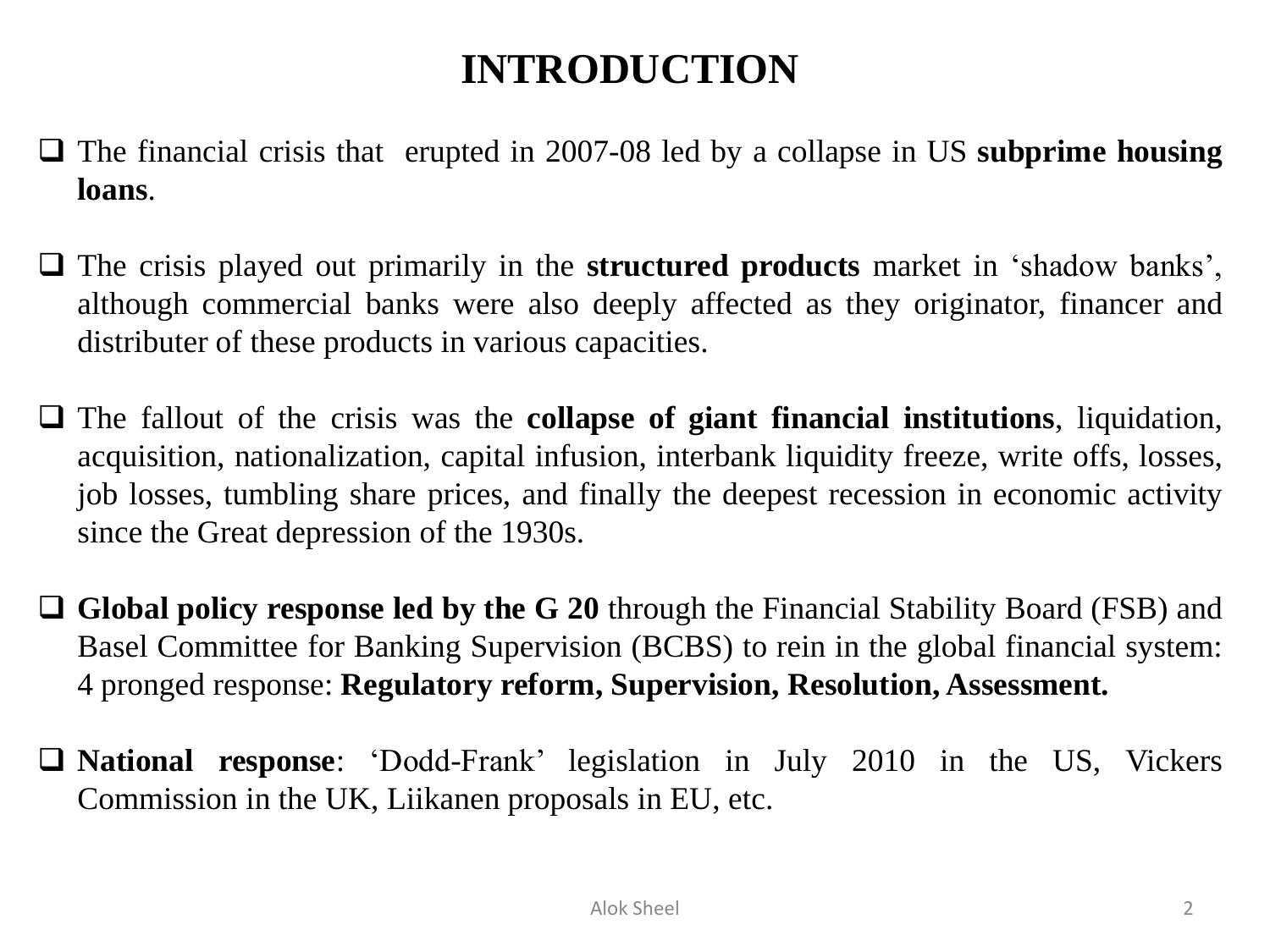# INTRODUCTION

- The financial crisis that erupted in 2007-08 led by a collapse in US **subprime housing loans**.

- The crisis played out primarily in the **structured products** market in 'shadow banks', although commercial banks were also deeply affected as they originator, financer and distributer of these products in various capacities.

- The fallout of the crisis was the **collapse of giant financial institutions**, liquidation, acquisition, nationalization, capital infusion, interbank liquidity freeze, write offs, losses, job losses, tumbling share prices, and finally the deepest recession in economic activity since the Great depression of the 1930s.

- **Global policy response led by the G 20** through the Financial Stability Board (FSB) and Basel Committee for Banking Supervision (BCBS) to rein in the global financial system: 4 pronged response: **Regulatory reform, Supervision, Resolution, Assessment.**

- **National response**: 'Dodd-Frank' legislation in July 2010 in the US, Vickers Commission in the UK, Liikanen proposals in EU, etc.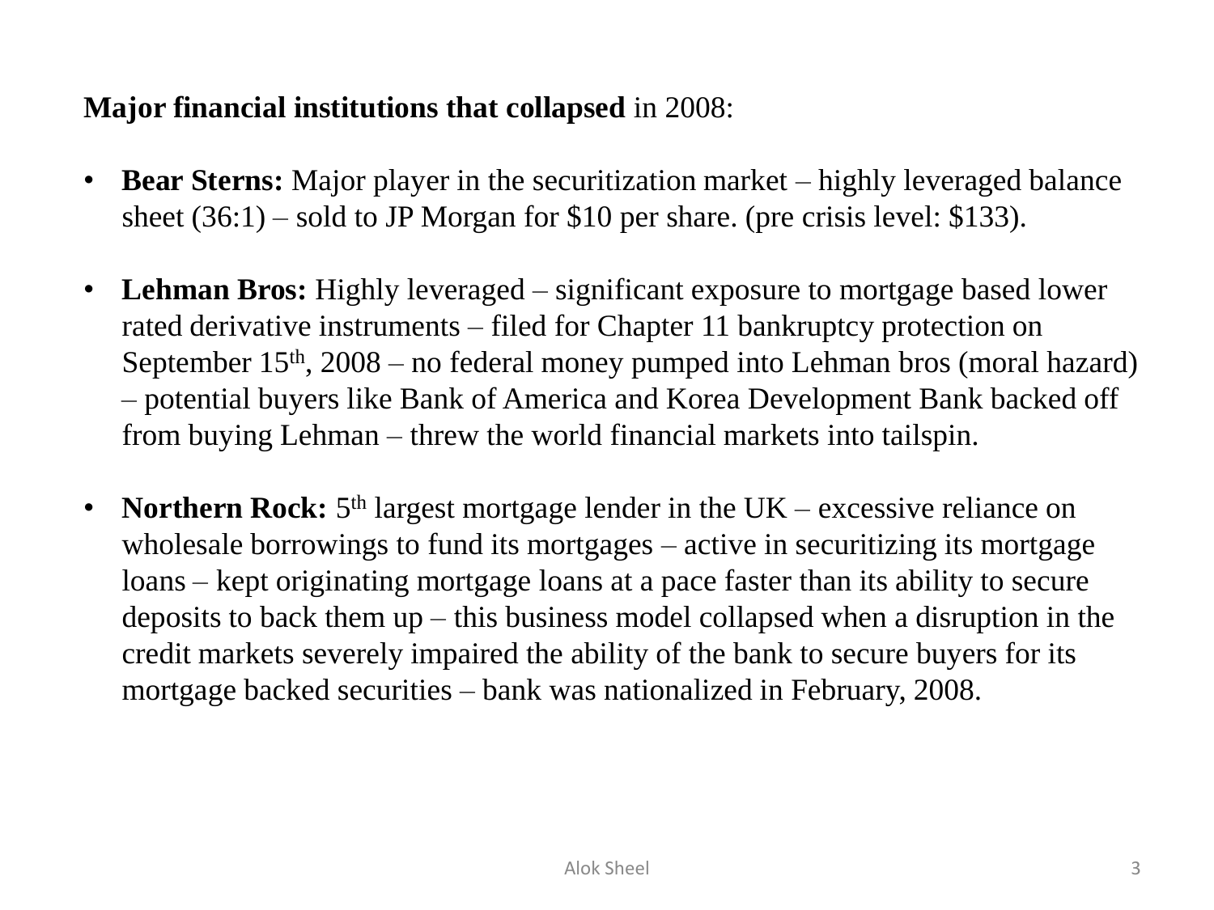**Major financial institutions that collapsed** in 2008:

- **Bear Sterns:** Major player in the securitization market – highly leveraged balance sheet (36:1) – sold to JP Morgan for $10 per share. (pre crisis level: $133).

- **Lehman Bros:** Highly leveraged – significant exposure to mortgage based lower rated derivative instruments – filed for Chapter 11 bankruptcy protection on September 15th, 2008 – no federal money pumped into Lehman bros (moral hazard) – potential buyers like Bank of America and Korea Development Bank backed off from buying Lehman – threw the world financial markets into tailspin.

- **Northern Rock:** 5th largest mortgage lender in the UK – excessive reliance on wholesale borrowings to fund its mortgages – active in securitizing its mortgage loans – kept originating mortgage loans at a pace faster than its ability to secure deposits to back them up – this business model collapsed when a disruption in the credit markets severely impaired the ability of the bank to secure buyers for its mortgage backed securities – bank was nationalized in February, 2008.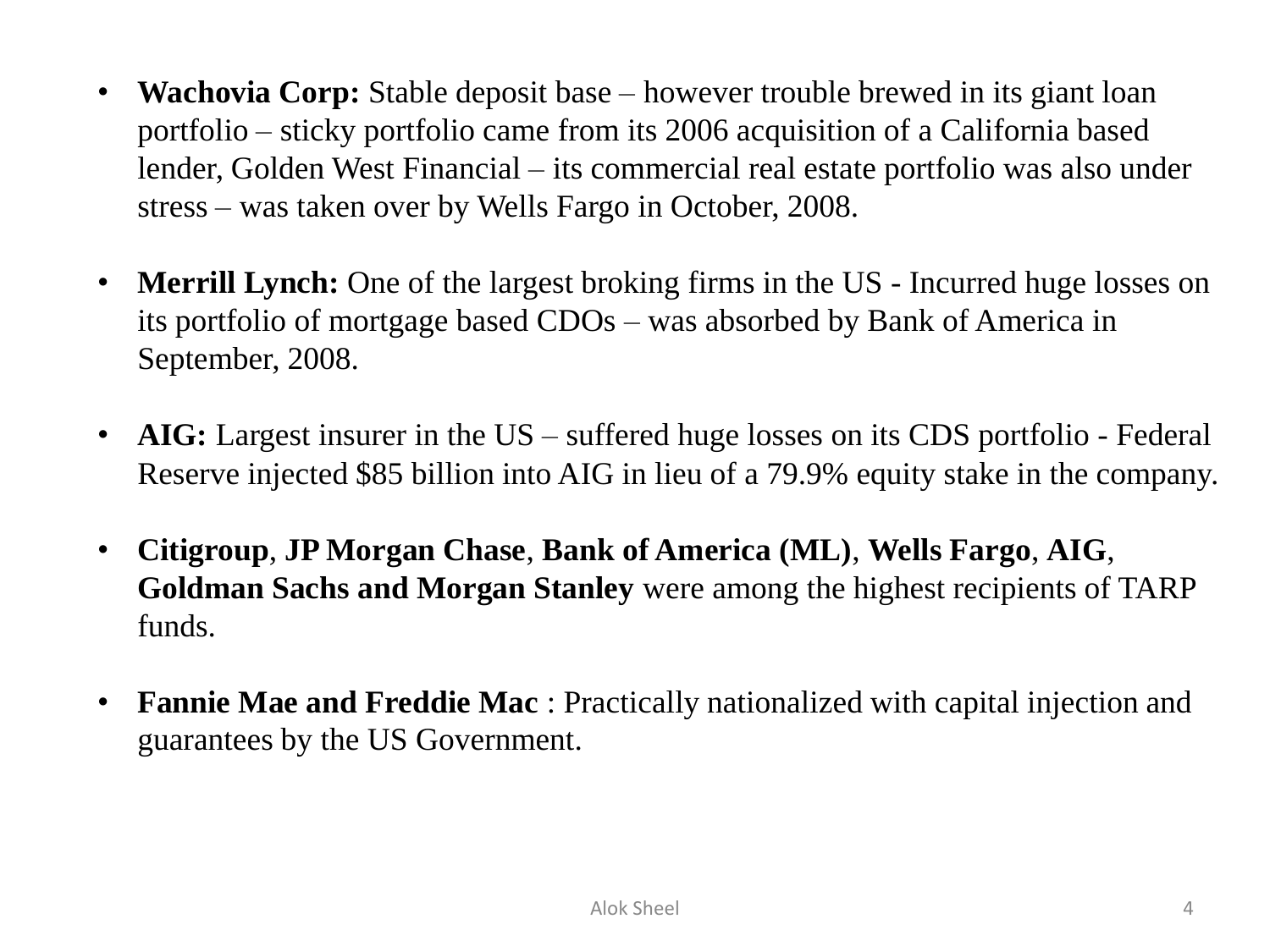- **Wachovia Corp:** Stable deposit base – however trouble brewed in its giant loan portfolio – sticky portfolio came from its 2006 acquisition of a California based lender, Golden West Financial – its commercial real estate portfolio was also under stress – was taken over by Wells Fargo in October, 2008.

- **Merrill Lynch:** One of the largest broking firms in the US - Incurred huge losses on its portfolio of mortgage based CDOs – was absorbed by Bank of America in September, 2008.

- **AIG:** Largest insurer in the US – suffered huge losses on its CDS portfolio - Federal Reserve injected $85 billion into AIG in lieu of a 79.9% equity stake in the company.

- **Citigroup**, **JP Morgan Chase**, **Bank of America (ML)**, **Wells Fargo**, **AIG**, **Goldman Sachs and Morgan Stanley** were among the highest recipients of TARP funds.

- **Fannie Mae and Freddie Mac** : Practically nationalized with capital injection and guarantees by the US Government.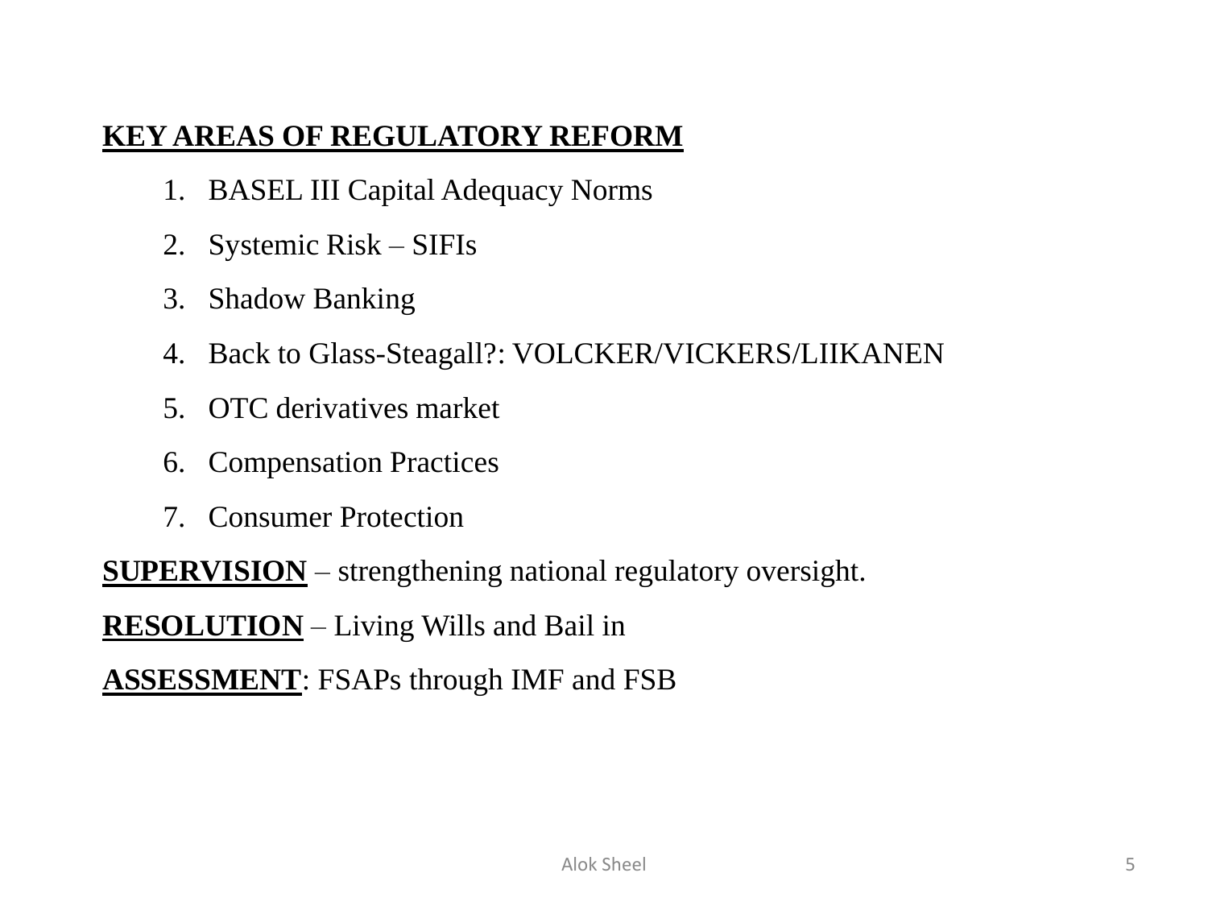**KEY AREAS OF REGULATORY REFORM**

1. BASEL III Capital Adequacy Norms
2. Systemic Risk – SIFIs
3. Shadow Banking
4. Back to Glass-Steagall?: VOLCKER/VICKERS/LIIKANEN
5. OTC derivatives market
6. Compensation Practices
7. Consumer Protection

**SUPERVISION** – strengthening national regulatory oversight.

**RESOLUTION** – Living Wills and Bail in

**ASSESSMENT**: FSAPs through IMF and FSB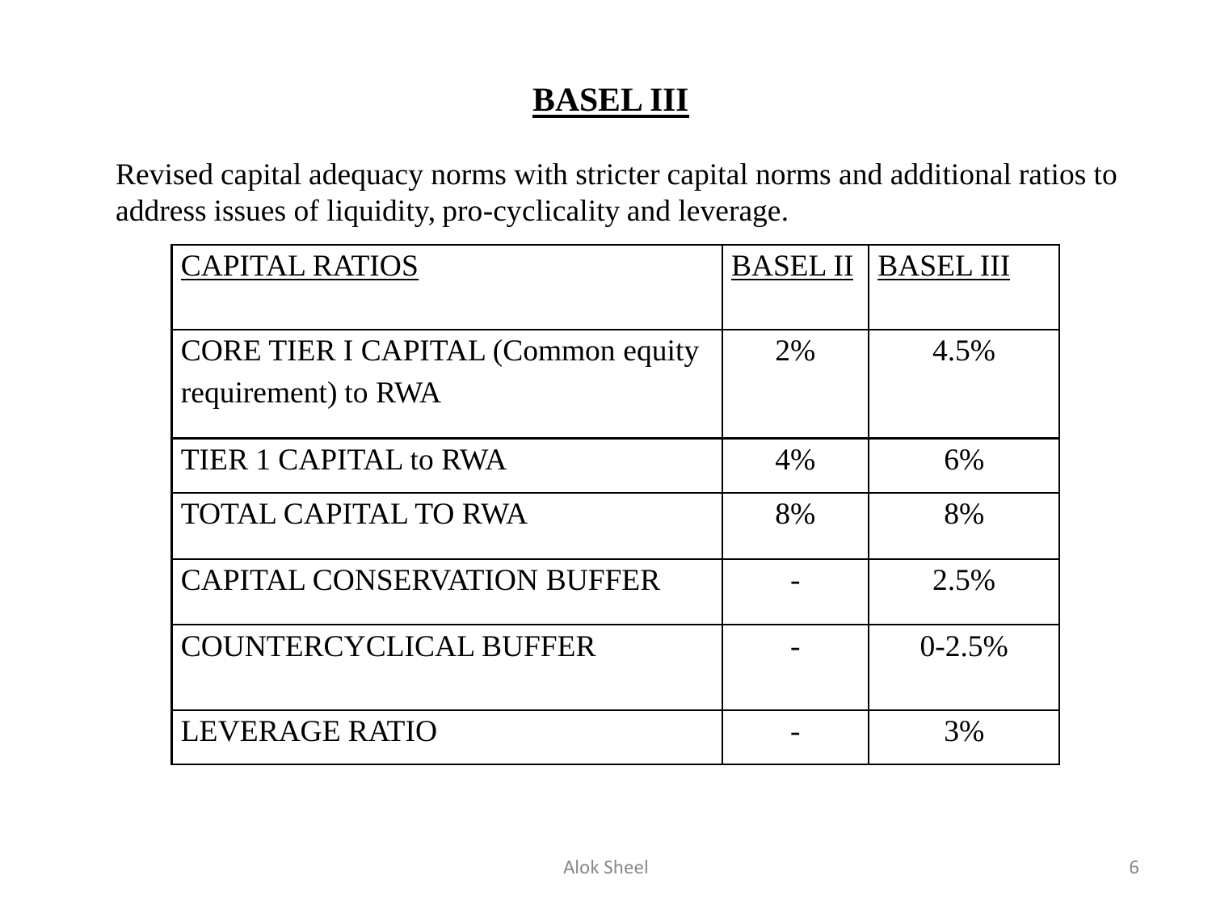# BASEL III

Revised capital adequacy norms with stricter capital norms and additional ratios to address issues of liquidity, pro-cyclicality and leverage.

| CAPITAL RATIOS | BASEL II | BASEL III |
|---|---|---|
| CORE TIER I CAPITAL (Common equity requirement) to RWA | 2% | 4.5% |
| TIER 1 CAPITAL to RWA | 4% | 6% |
| TOTAL CAPITAL TO RWA | 8% | 8% |
| CAPITAL CONSERVATION BUFFER | - | 2.5% |
| COUNTERCYCLICAL BUFFER | - | 0-2.5% |
| LEVERAGE RATIO | - | 3% |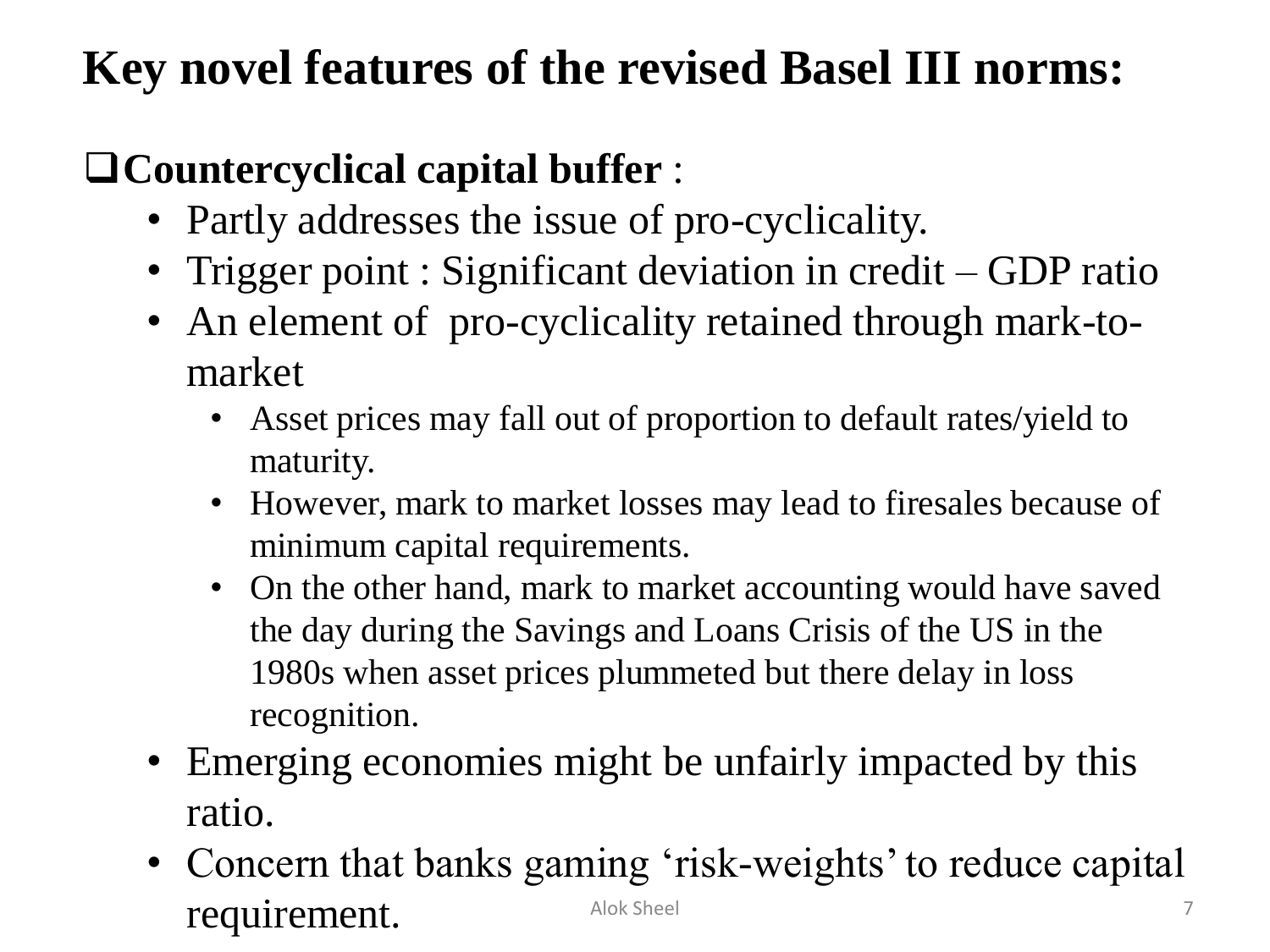# Key novel features of the revised Basel III norms:

- **Countercyclical capital buffer** :
  - Partly addresses the issue of pro-cyclicality.
  - Trigger point : Significant deviation in credit – GDP ratio
  - An element of pro-cyclicality retained through mark-to-market
    - Asset prices may fall out of proportion to default rates/yield to maturity.
    - However, mark to market losses may lead to firesales because of minimum capital requirements.
    - On the other hand, mark to market accounting would have saved the day during the Savings and Loans Crisis of the US in the 1980s when asset prices plummeted but there delay in loss recognition.
  - Emerging economies might be unfairly impacted by this ratio.
  - Concern that banks gaming 'risk-weights' to reduce capital requirement.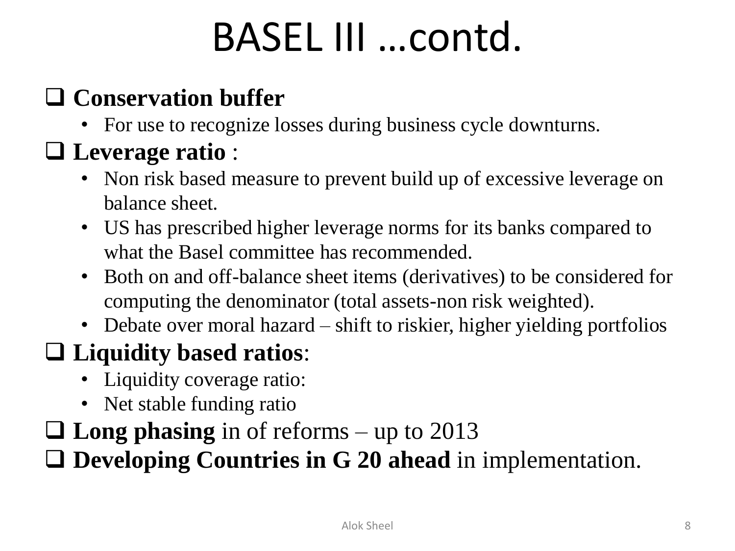# BASEL III …contd.

- **Conservation buffer**
  - For use to recognize losses during business cycle downturns.
- **Leverage ratio** :
  - Non risk based measure to prevent build up of excessive leverage on balance sheet.
  - US has prescribed higher leverage norms for its banks compared to what the Basel committee has recommended.
  - Both on and off-balance sheet items (derivatives) to be considered for computing the denominator (total assets-non risk weighted).
  - Debate over moral hazard – shift to riskier, higher yielding portfolios
- **Liquidity based ratios**:
  - Liquidity coverage ratio:
  - Net stable funding ratio
- **Long phasing** in of reforms – up to 2013
- **Developing Countries in G 20 ahead** in implementation.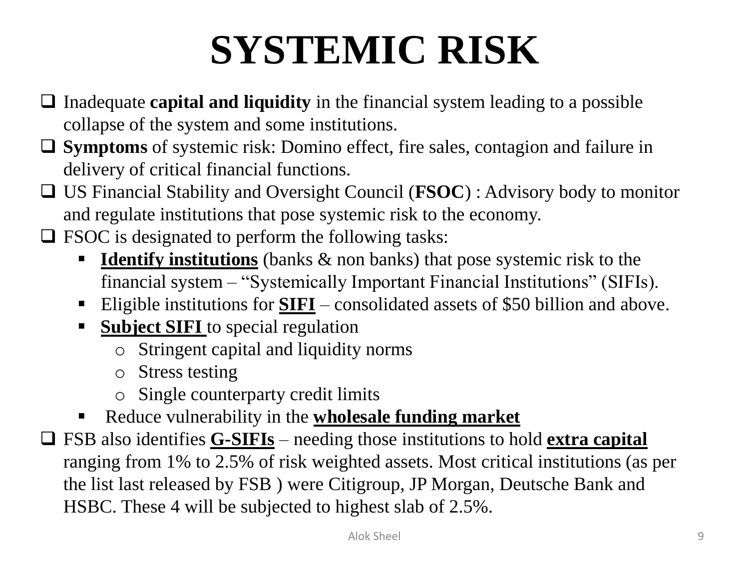# SYSTEMIC RISK

- Inadequate **capital and liquidity** in the financial system leading to a possible collapse of the system and some institutions.
- **Symptoms** of systemic risk: Domino effect, fire sales, contagion and failure in delivery of critical financial functions.
- US Financial Stability and Oversight Council (**FSOC**) : Advisory body to monitor and regulate institutions that pose systemic risk to the economy.
- FSOC is designated to perform the following tasks:
  - **Identify institutions** (banks & non banks) that pose systemic risk to the financial system – "Systemically Important Financial Institutions" (SIFIs).
  - Eligible institutions for **SIFI** – consolidated assets of $50 billion and above.
  - **Subject SIFI** to special regulation
    - Stringent capital and liquidity norms
    - Stress testing
    - Single counterparty credit limits
  - Reduce vulnerability in the **wholesale funding market**
- FSB also identifies **G-SIFIs** – needing those institutions to hold **extra capital** ranging from 1% to 2.5% of risk weighted assets. Most critical institutions (as per the list last released by FSB ) were Citigroup, JP Morgan, Deutsche Bank and HSBC. These 4 will be subjected to highest slab of 2.5%.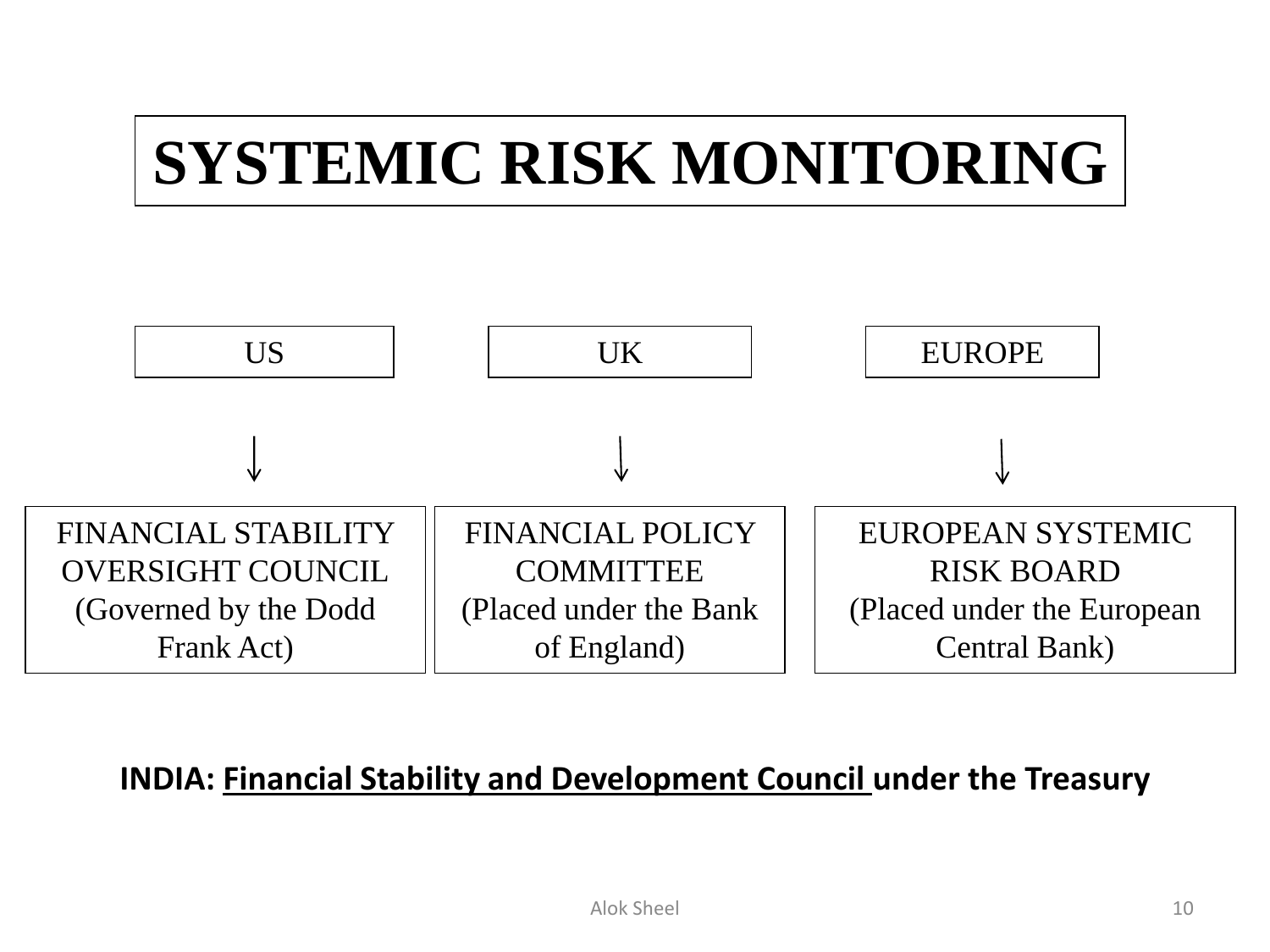# SYSTEMIC RISK MONITORING

| US | UK | EUROPE |
|---|---|---|
| ↓ | ↓ | ↓ |
| FINANCIAL STABILITY OVERSIGHT COUNCIL (Governed by the Dodd Frank Act) | FINANCIAL POLICY COMMITTEE (Placed under the Bank of England) | EUROPEAN SYSTEMIC RISK BOARD (Placed under the European Central Bank) |

**INDIA: <u>Financial Stability and Development Council</u> under the Treasury**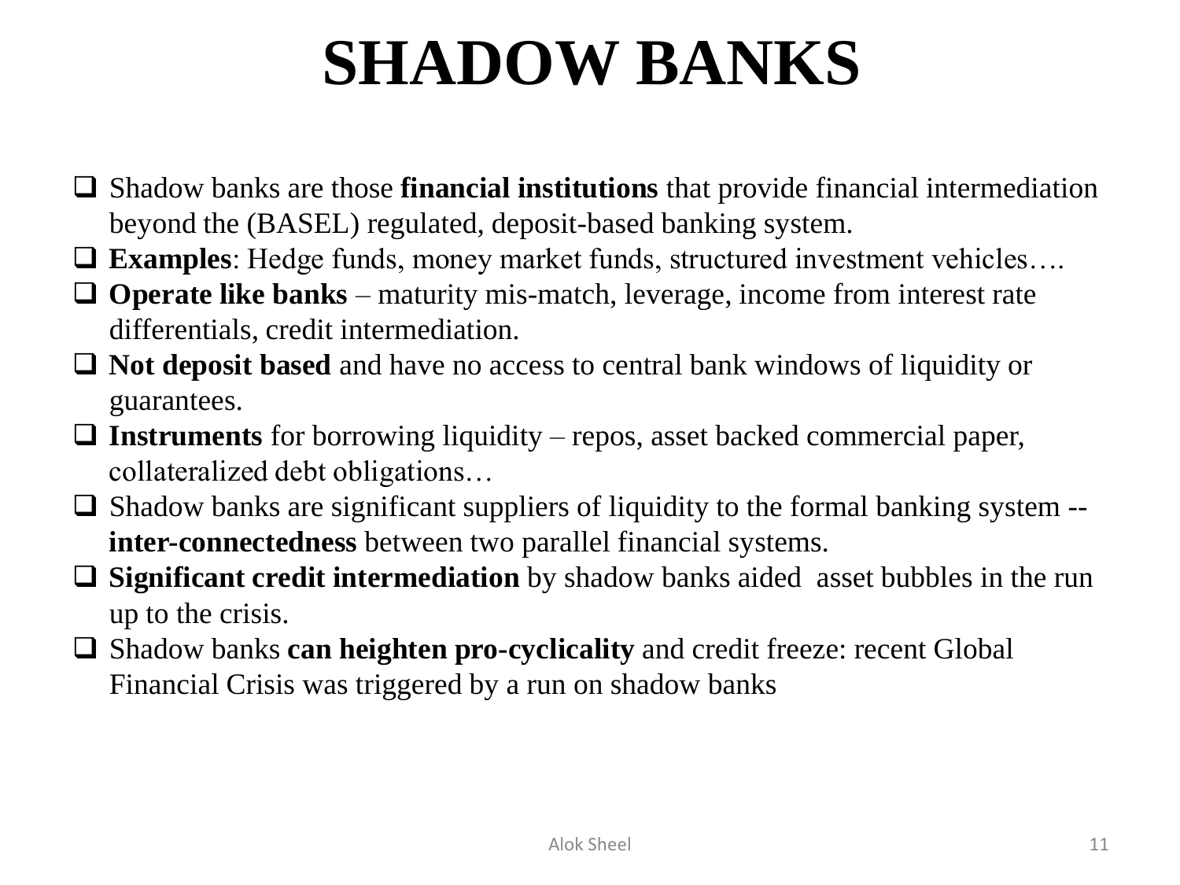# SHADOW BANKS

- Shadow banks are those **financial institutions** that provide financial intermediation beyond the (BASEL) regulated, deposit-based banking system.
- **Examples**: Hedge funds, money market funds, structured investment vehicles….
- **Operate like banks** – maturity mis-match, leverage, income from interest rate differentials, credit intermediation.
- **Not deposit based** and have no access to central bank windows of liquidity or guarantees.
- **Instruments** for borrowing liquidity – repos, asset backed commercial paper, collateralized debt obligations…
- Shadow banks are significant suppliers of liquidity to the formal banking system -- **inter-connectedness** between two parallel financial systems.
- **Significant credit intermediation** by shadow banks aided asset bubbles in the run up to the crisis.
- Shadow banks **can heighten pro-cyclicality** and credit freeze: recent Global Financial Crisis was triggered by a run on shadow banks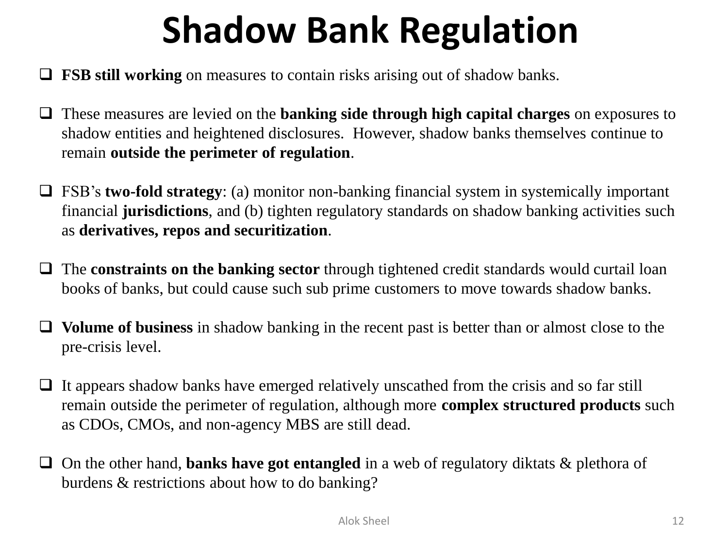# Shadow Bank Regulation

- **FSB still working** on measures to contain risks arising out of shadow banks.

- These measures are levied on the **banking side through high capital charges** on exposures to shadow entities and heightened disclosures.  However, shadow banks themselves continue to remain **outside the perimeter of regulation**.

- FSB's **two-fold strategy**: (a) monitor non-banking financial system in systemically important financial **jurisdictions**, and (b) tighten regulatory standards on shadow banking activities such as **derivatives, repos and securitization**.

- The **constraints on the banking sector** through tightened credit standards would curtail loan books of banks, but could cause such sub prime customers to move towards shadow banks.

- **Volume of business** in shadow banking in the recent past is better than or almost close to the pre-crisis level.

- It appears shadow banks have emerged relatively unscathed from the crisis and so far still remain outside the perimeter of regulation, although more **complex structured products** such as CDOs, CMOs, and non-agency MBS are still dead.

- On the other hand, **banks have got entangled** in a web of regulatory diktats & plethora of burdens & restrictions about how to do banking?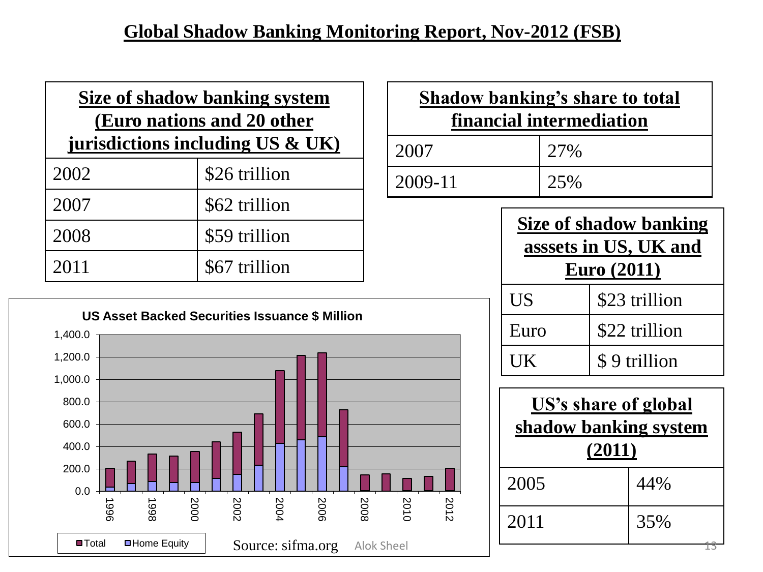## Global Shadow Banking Monitoring Report, Nov-2012 (FSB)

| Size of shadow banking system (Euro nations and 20 other jurisdictions including US & UK) | |
|---|---|
| 2002 | $26 trillion |
| 2007 | $62 trillion |
| 2008 | $59 trillion |
| 2011 | $67 trillion |

| Shadow banking's share to total financial intermediation | |
|---|---|
| 2007 | 27% |
| 2009-11 | 25% |

| Size of shadow banking asssets in US, UK and Euro (2011) | |
|---|---|
| US | $23 trillion |
| Euro | $22 trillion |
| UK | $ 9 trillion |

| US's share of global shadow banking system (2011) | |
|---|---|
| 2005 | 44% |
| 2011 | 35% |

**US Asset Backed Securities Issuance $ Million**

Legend: Total, Home Equity

Source: sifma.org

Alok Sheel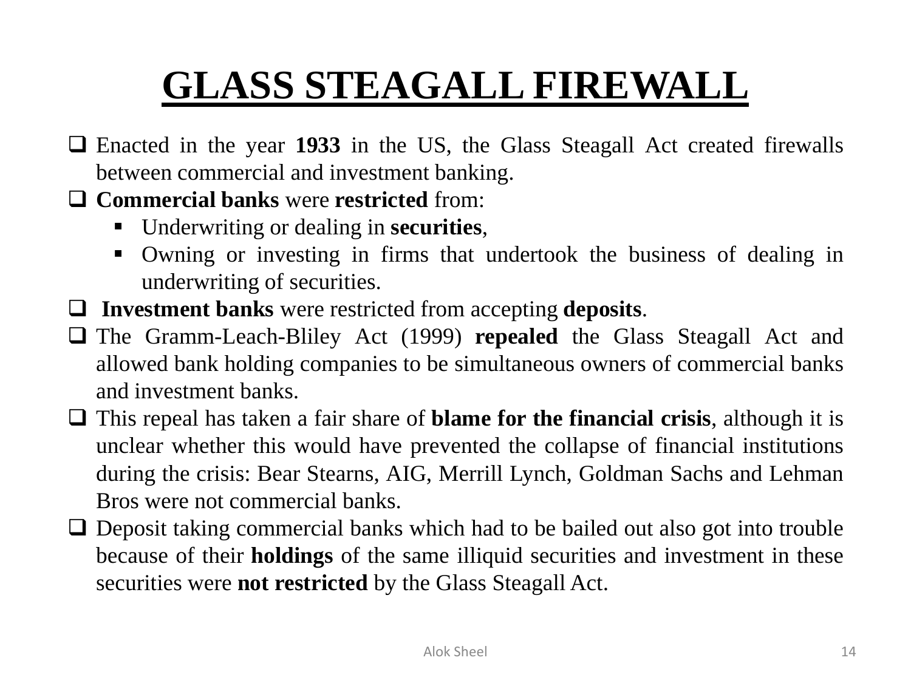# GLASS STEAGALL FIREWALL

- Enacted in the year **1933** in the US, the Glass Steagall Act created firewalls between commercial and investment banking.
- **Commercial banks** were **restricted** from:
  - Underwriting or dealing in **securities**,
  - Owning or investing in firms that undertook the business of dealing in underwriting of securities.
- **Investment banks** were restricted from accepting **deposits**.
- The Gramm-Leach-Bliley Act (1999) **repealed** the Glass Steagall Act and allowed bank holding companies to be simultaneous owners of commercial banks and investment banks.
- This repeal has taken a fair share of **blame for the financial crisis**, although it is unclear whether this would have prevented the collapse of financial institutions during the crisis: Bear Stearns, AIG, Merrill Lynch, Goldman Sachs and Lehman Bros were not commercial banks.
- Deposit taking commercial banks which had to be bailed out also got into trouble because of their **holdings** of the same illiquid securities and investment in these securities were **not restricted** by the Glass Steagall Act.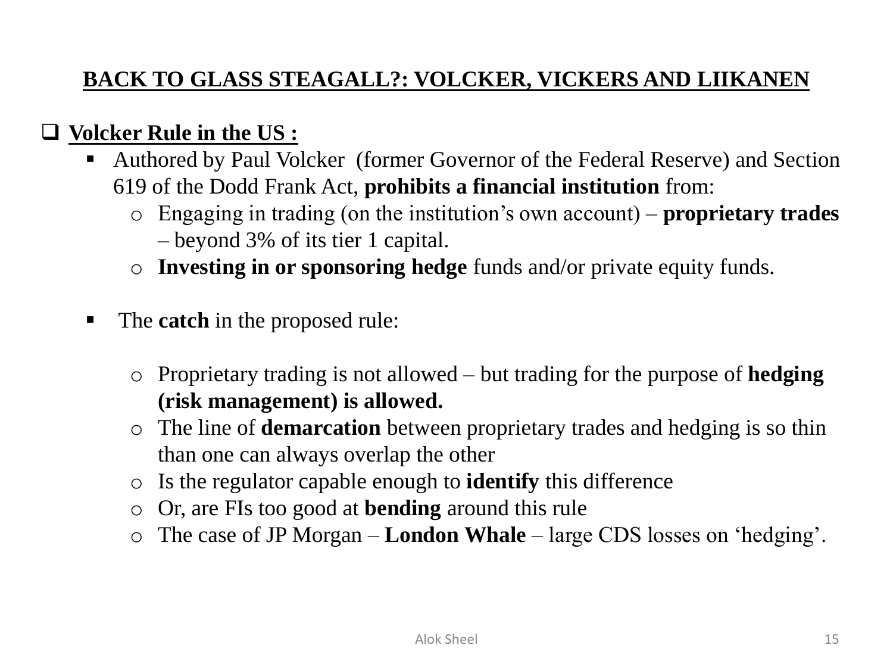## BACK TO GLASS STEAGALL?: VOLCKER, VICKERS AND LIIKANEN

- **Volcker Rule in the US :**
  - Authored by Paul Volcker (former Governor of the Federal Reserve) and Section 619 of the Dodd Frank Act, **prohibits a financial institution** from:
    - Engaging in trading (on the institution's own account) – **proprietary trades** – beyond 3% of its tier 1 capital.
    - **Investing in or sponsoring hedge** funds and/or private equity funds.

  - The **catch** in the proposed rule:

    - Proprietary trading is not allowed – but trading for the purpose of **hedging (risk management) is allowed.**
    - The line of **demarcation** between proprietary trades and hedging is so thin than one can always overlap the other
    - Is the regulator capable enough to **identify** this difference
    - Or, are FIs too good at **bending** around this rule
    - The case of JP Morgan – **London Whale** – large CDS losses on 'hedging'.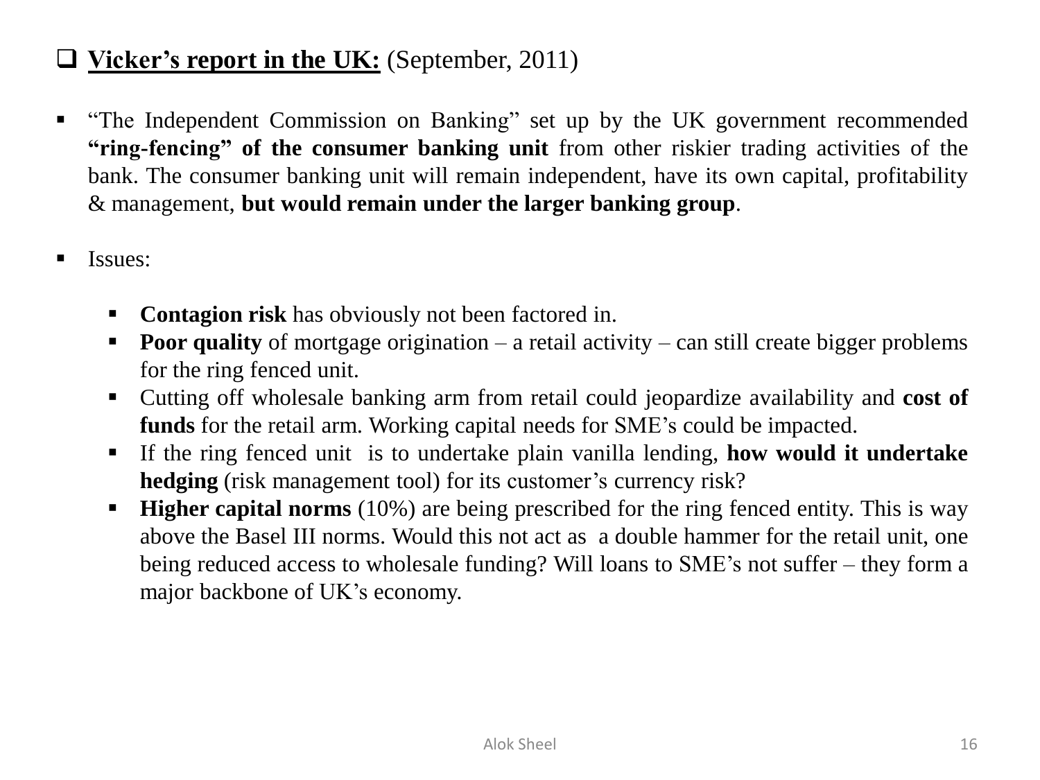## **Vicker's report in the UK:** (September, 2011)

- "The Independent Commission on Banking" set up by the UK government recommended **"ring-fencing" of the consumer banking unit** from other riskier trading activities of the bank. The consumer banking unit will remain independent, have its own capital, profitability & management, **but would remain under the larger banking group**.

- Issues:

  - **Contagion risk** has obviously not been factored in.
  - **Poor quality** of mortgage origination – a retail activity – can still create bigger problems for the ring fenced unit.
  - Cutting off wholesale banking arm from retail could jeopardize availability and **cost of funds** for the retail arm. Working capital needs for SME's could be impacted.
  - If the ring fenced unit is to undertake plain vanilla lending, **how would it undertake hedging** (risk management tool) for its customer's currency risk?
  - **Higher capital norms** (10%) are being prescribed for the ring fenced entity. This is way above the Basel III norms. Would this not act as a double hammer for the retail unit, one being reduced access to wholesale funding? Will loans to SME's not suffer – they form a major backbone of UK's economy.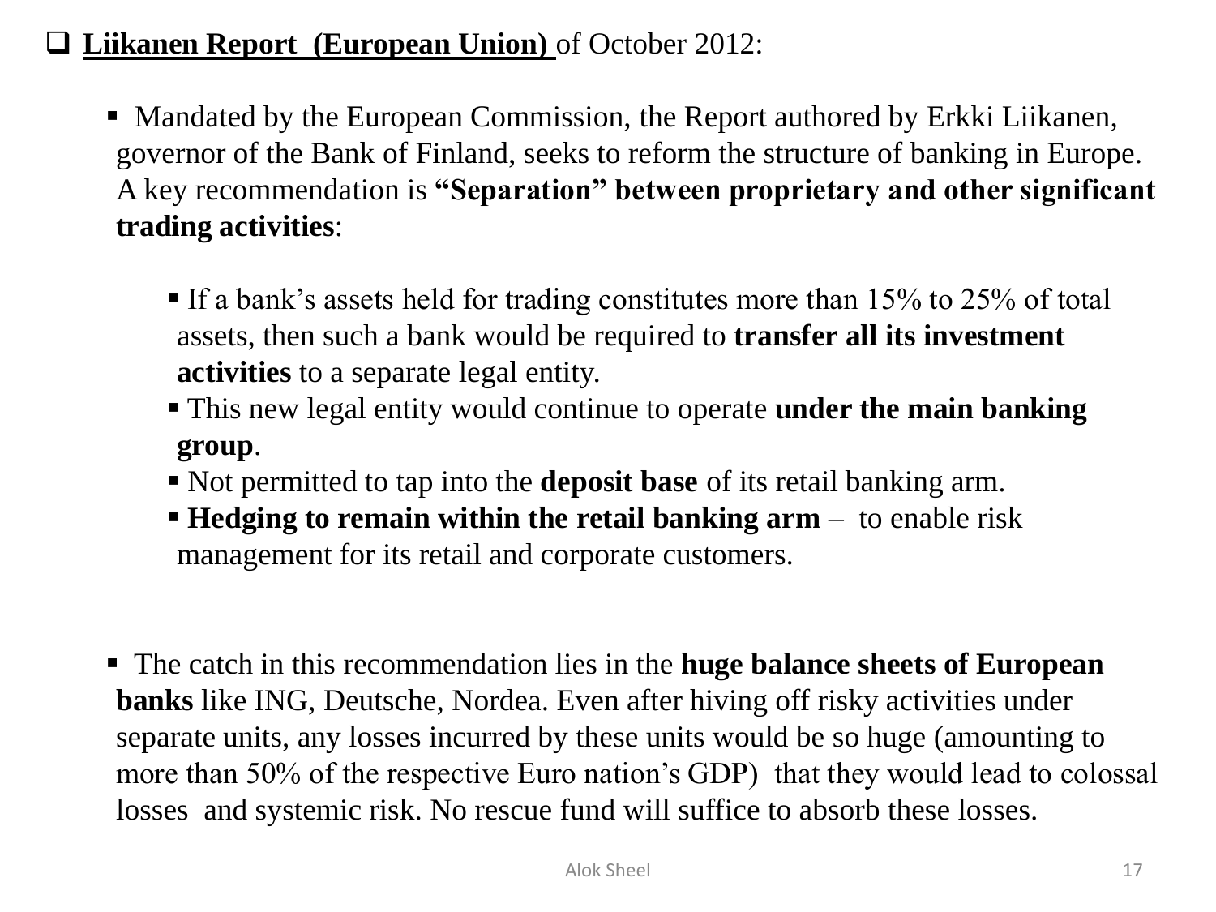- **Liikanen Report (European Union)** of October 2012:

  - Mandated by the European Commission, the Report authored by Erkki Liikanen, governor of the Bank of Finland, seeks to reform the structure of banking in Europe. A key recommendation is **"Separation" between proprietary and other significant trading activities**:

    - If a bank's assets held for trading constitutes more than 15% to 25% of total assets, then such a bank would be required to **transfer all its investment activities** to a separate legal entity.
    - This new legal entity would continue to operate **under the main banking group**.
    - Not permitted to tap into the **deposit base** of its retail banking arm.
    - **Hedging to remain within the retail banking arm** – to enable risk management for its retail and corporate customers.

  - The catch in this recommendation lies in the **huge balance sheets of European banks** like ING, Deutsche, Nordea. Even after hiving off risky activities under separate units, any losses incurred by these units would be so huge (amounting to more than 50% of the respective Euro nation's GDP) that they would lead to colossal losses and systemic risk. No rescue fund will suffice to absorb these losses.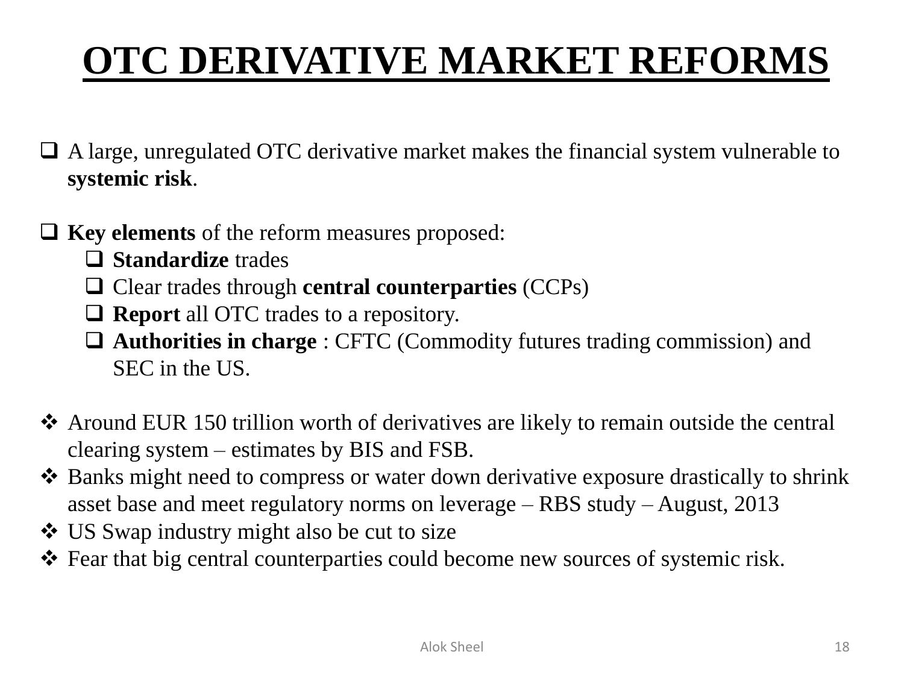# OTC DERIVATIVE MARKET REFORMS

- A large, unregulated OTC derivative market makes the financial system vulnerable to **systemic risk**.

- **Key elements** of the reform measures proposed:
  - **Standardize** trades
  - Clear trades through **central counterparties** (CCPs)
  - **Report** all OTC trades to a repository.
  - **Authorities in charge** : CFTC (Commodity futures trading commission) and SEC in the US.

- Around EUR 150 trillion worth of derivatives are likely to remain outside the central clearing system – estimates by BIS and FSB.
- Banks might need to compress or water down derivative exposure drastically to shrink asset base and meet regulatory norms on leverage – RBS study – August, 2013
- US Swap industry might also be cut to size
- Fear that big central counterparties could become new sources of systemic risk.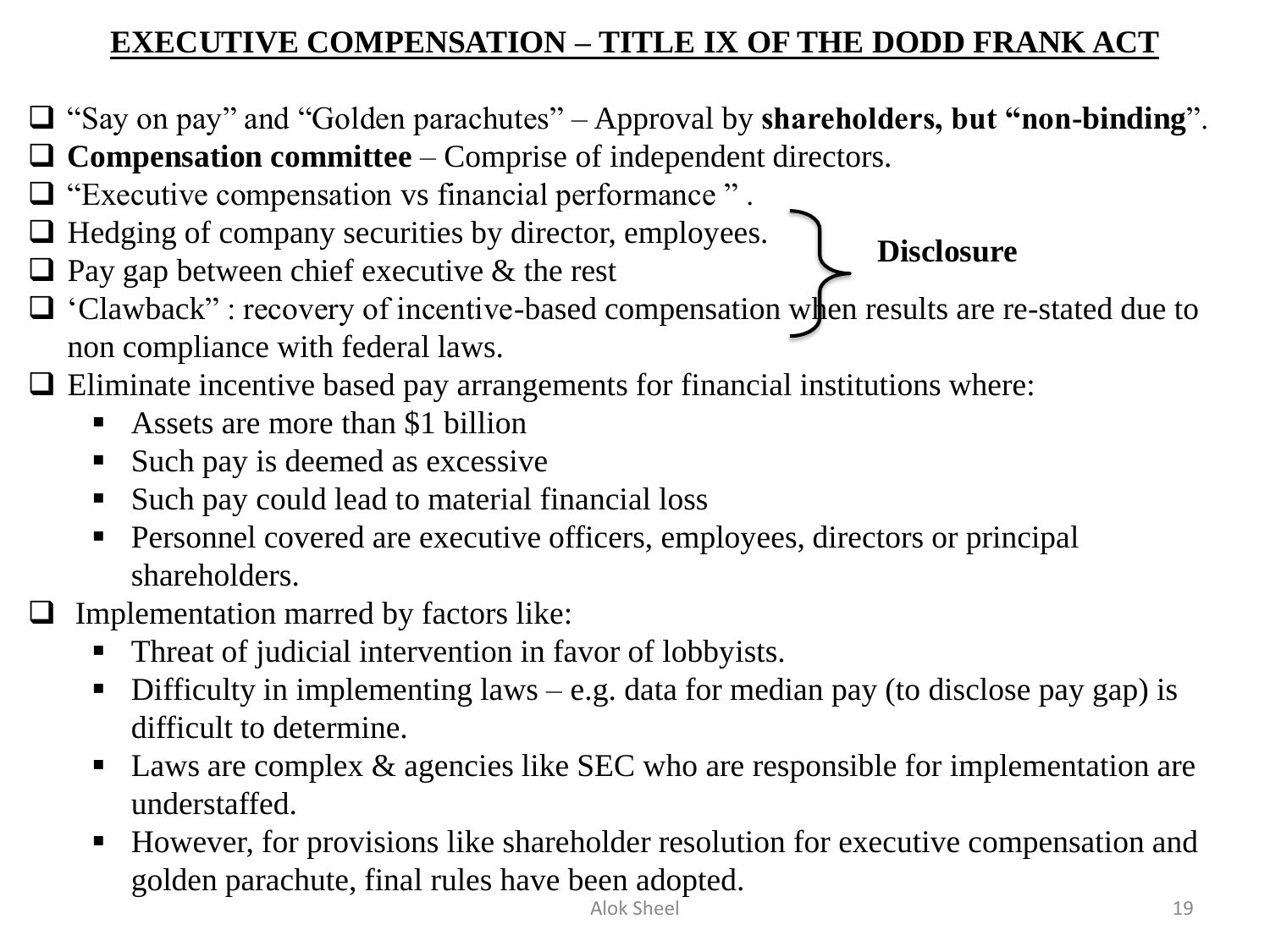# EXECUTIVE COMPENSATION – TITLE IX OF THE DODD FRANK ACT

- "Say on pay" and "Golden parachutes" – Approval by **shareholders, but "non-binding"**.
- **Compensation committee** – Comprise of independent directors.
- "Executive compensation vs financial performance " .
- Hedging of company securities by director, employees.
- Pay gap between chief executive & the rest

**Disclosure** (applies to: executive compensation vs financial performance; hedging of company securities; pay gap)

- 'Clawback" : recovery of incentive-based compensation when results are re-stated due to non compliance with federal laws.
- Eliminate incentive based pay arrangements for financial institutions where:
  - Assets are more than $1 billion
  - Such pay is deemed as excessive
  - Such pay could lead to material financial loss
  - Personnel covered are executive officers, employees, directors or principal shareholders.
- Implementation marred by factors like:
  - Threat of judicial intervention in favor of lobbyists.
  - Difficulty in implementing laws – e.g. data for median pay (to disclose pay gap) is difficult to determine.
  - Laws are complex & agencies like SEC who are responsible for implementation are understaffed.
  - However, for provisions like shareholder resolution for executive compensation and golden parachute, final rules have been adopted.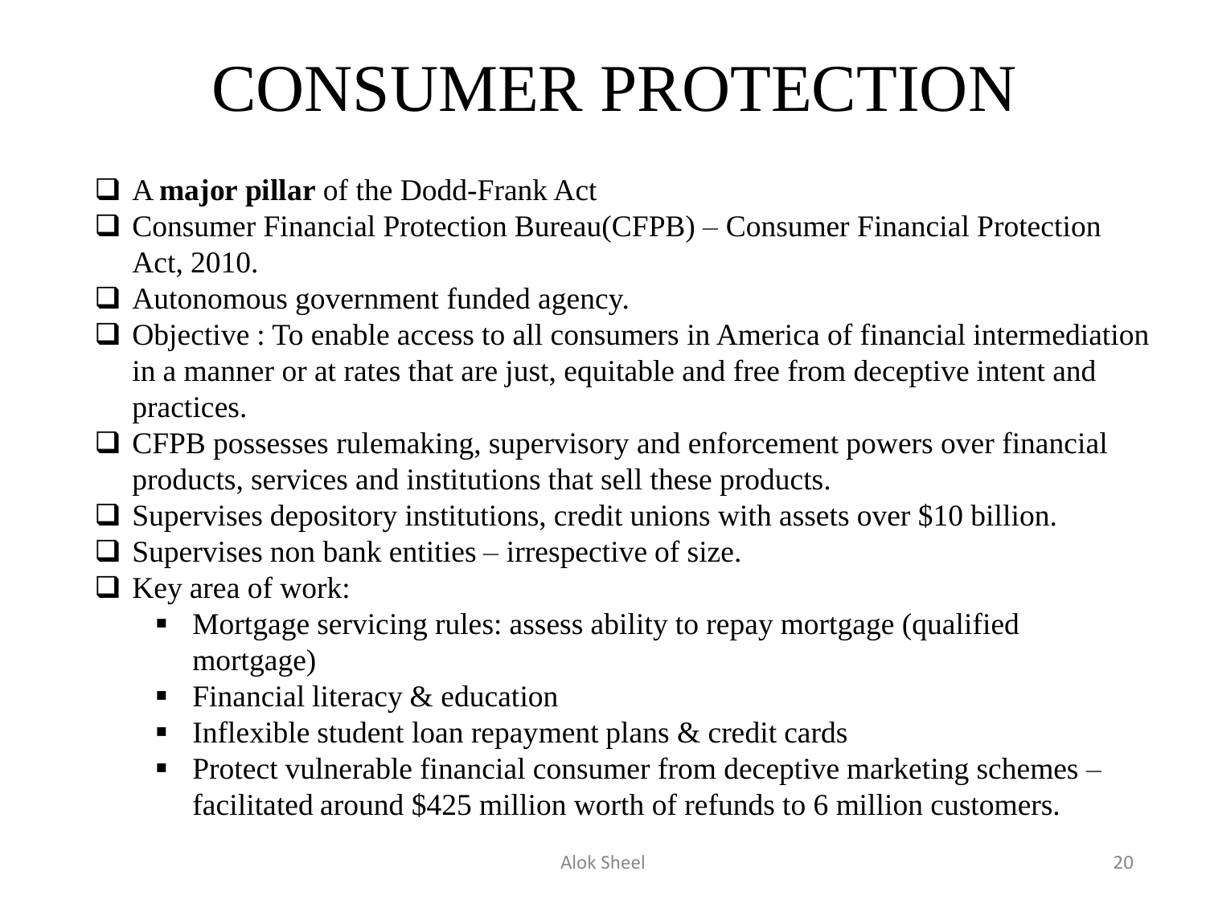# CONSUMER PROTECTION

- A **major pillar** of the Dodd-Frank Act
- Consumer Financial Protection Bureau(CFPB) – Consumer Financial Protection Act, 2010.
- Autonomous government funded agency.
- Objective : To enable access to all consumers in America of financial intermediation in a manner or at rates that are just, equitable and free from deceptive intent and practices.
- CFPB possesses rulemaking, supervisory and enforcement powers over financial products, services and institutions that sell these products.
- Supervises depository institutions, credit unions with assets over $10 billion.
- Supervises non bank entities – irrespective of size.
- Key area of work:
  - Mortgage servicing rules: assess ability to repay mortgage (qualified mortgage)
  - Financial literacy & education
  - Inflexible student loan repayment plans & credit cards
  - Protect vulnerable financial consumer from deceptive marketing schemes – facilitated around $425 million worth of refunds to 6 million customers.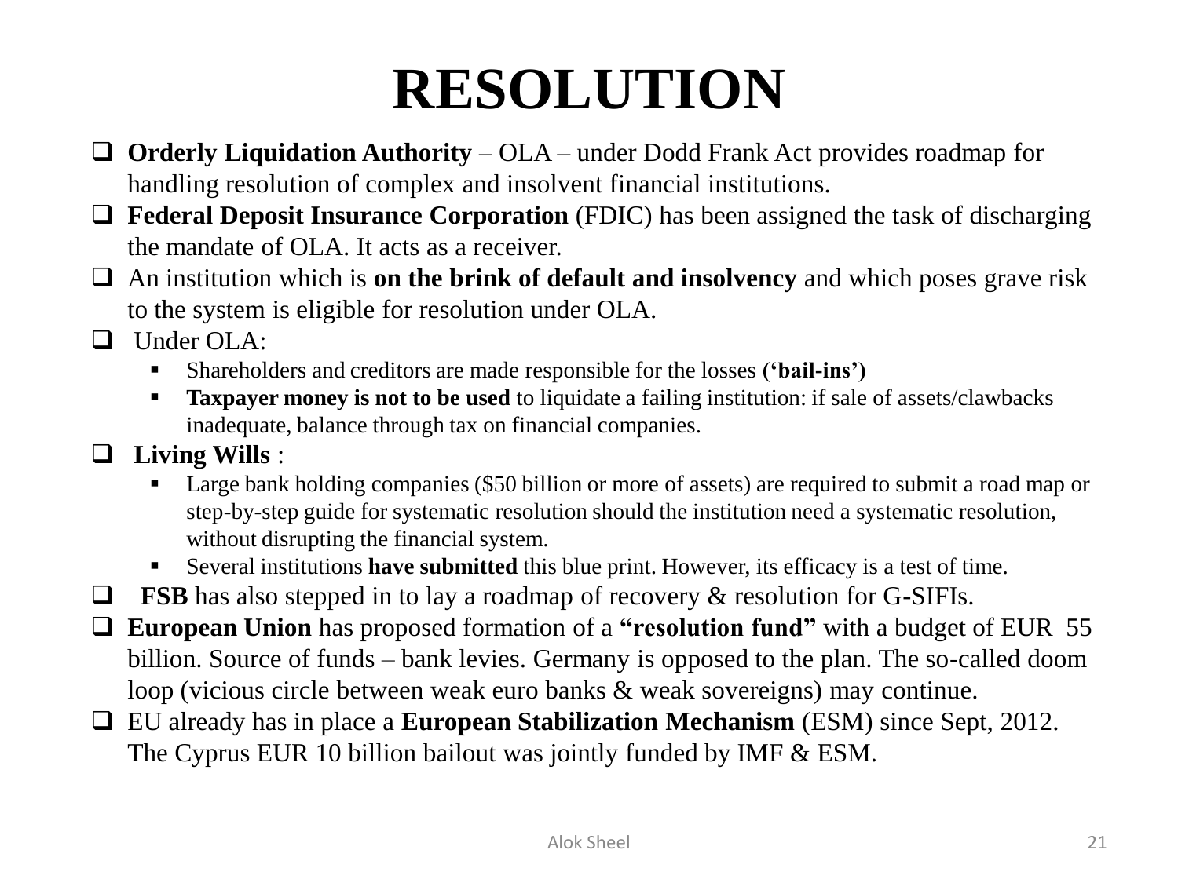# RESOLUTION

- **Orderly Liquidation Authority** – OLA – under Dodd Frank Act provides roadmap for handling resolution of complex and insolvent financial institutions.
- **Federal Deposit Insurance Corporation** (FDIC) has been assigned the task of discharging the mandate of OLA. It acts as a receiver.
- An institution which is **on the brink of default and insolvency** and which poses grave risk to the system is eligible for resolution under OLA.
- Under OLA:
  - Shareholders and creditors are made responsible for the losses **('bail-ins')**
  - **Taxpayer money is not to be used** to liquidate a failing institution: if sale of assets/clawbacks inadequate, balance through tax on financial companies.
- **Living Wills** :
  - Large bank holding companies ($50 billion or more of assets) are required to submit a road map or step-by-step guide for systematic resolution should the institution need a systematic resolution, without disrupting the financial system.
  - Several institutions **have submitted** this blue print. However, its efficacy is a test of time.
- **FSB** has also stepped in to lay a roadmap of recovery & resolution for G-SIFIs.
- **European Union** has proposed formation of a **"resolution fund"** with a budget of EUR 55 billion. Source of funds – bank levies. Germany is opposed to the plan. The so-called doom loop (vicious circle between weak euro banks & weak sovereigns) may continue.
- EU already has in place a **European Stabilization Mechanism** (ESM) since Sept, 2012. The Cyprus EUR 10 billion bailout was jointly funded by IMF & ESM.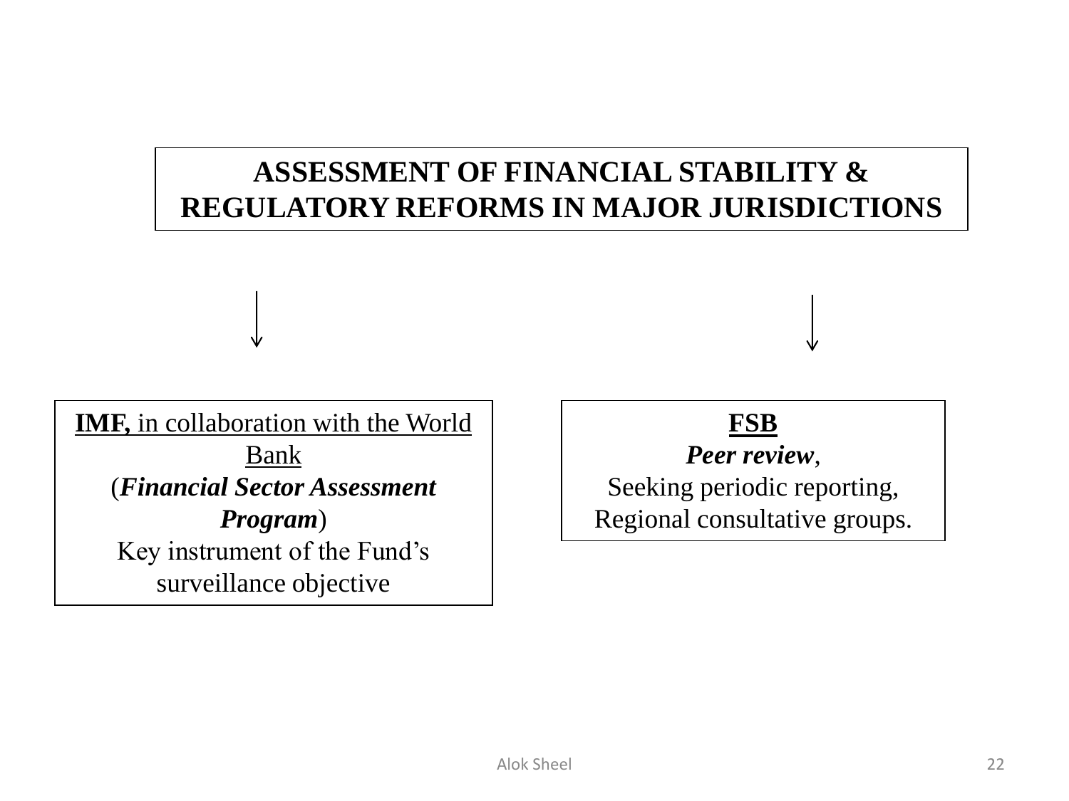**ASSESSMENT OF FINANCIAL STABILITY & REGULATORY REFORMS IN MAJOR JURISDICTIONS**

↓ ↓

**IMF,** in collaboration with the World Bank
(***Financial Sector Assessment Program***)
Key instrument of the Fund's surveillance objective

**FSB**
***Peer review***,
Seeking periodic reporting,
Regional consultative groups.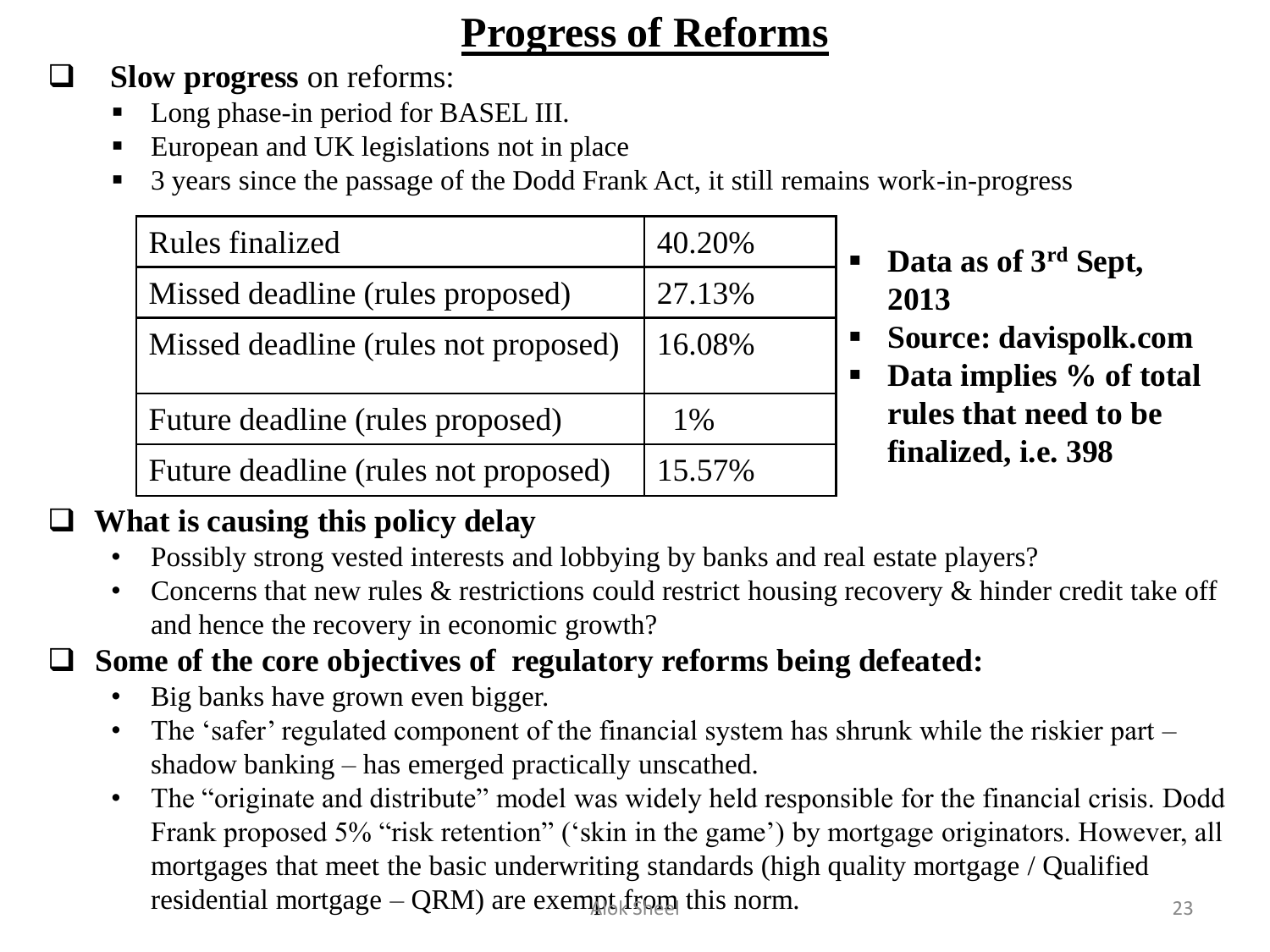# Progress of Reforms

- **Slow progress** on reforms:
  - Long phase-in period for BASEL III.
  - European and UK legislations not in place
  - 3 years since the passage of the Dodd Frank Act, it still remains work-in-progress

| Rules finalized | 40.20% |
|---|---|
| Missed deadline (rules proposed) | 27.13% |
| Missed deadline (rules not proposed) | 16.08% |
| Future deadline (rules proposed) | 1% |
| Future deadline (rules not proposed) | 15.57% |

- **Data as of 3rd Sept, 2013**
- **Source: davispolk.com**
- **Data implies % of total rules that need to be finalized, i.e. 398**

- **What is causing this policy delay**
  - Possibly strong vested interests and lobbying by banks and real estate players?
  - Concerns that new rules & restrictions could restrict housing recovery & hinder credit take off and hence the recovery in economic growth?
- **Some of the core objectives of regulatory reforms being defeated:**
  - Big banks have grown even bigger.
  - The 'safer' regulated component of the financial system has shrunk while the riskier part – shadow banking – has emerged practically unscathed.
  - The "originate and distribute" model was widely held responsible for the financial crisis. Dodd Frank proposed 5% "risk retention" ('skin in the game') by mortgage originators. However, all mortgages that meet the basic underwriting standards (high quality mortgage / Qualified residential mortgage – QRM) are exempt from this norm.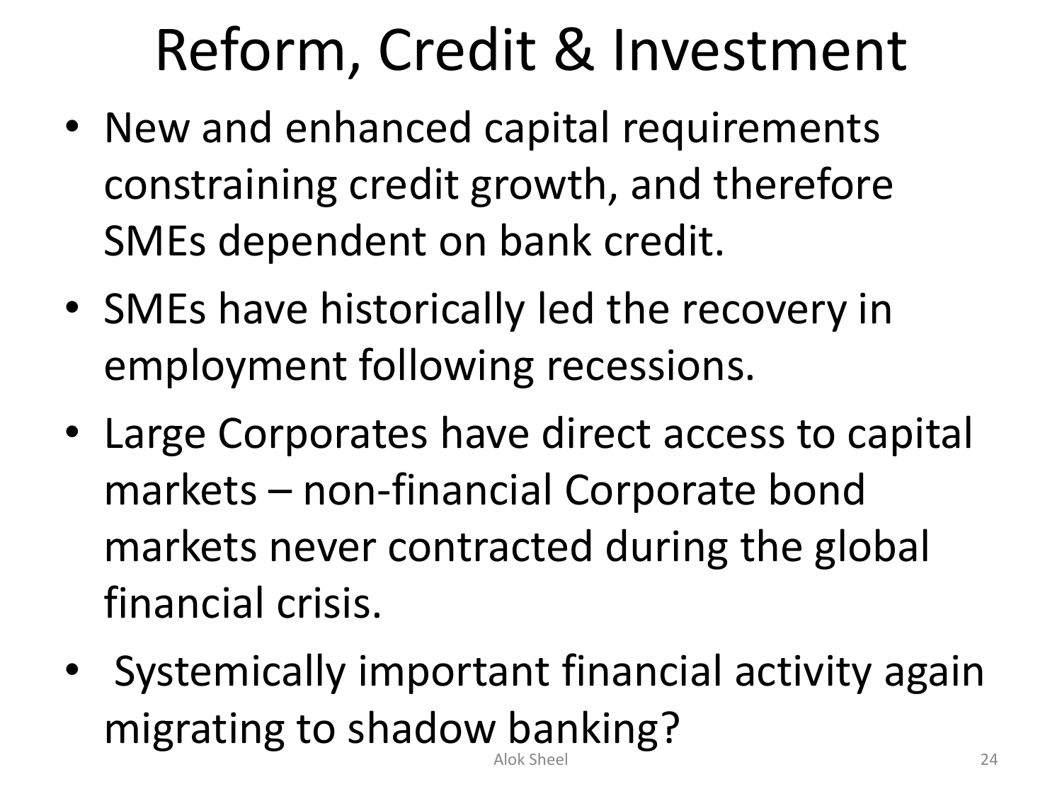# Reform, Credit & Investment

- New and enhanced capital requirements constraining credit growth, and therefore SMEs dependent on bank credit.
- SMEs have historically led the recovery in employment following recessions.
- Large Corporates have direct access to capital markets – non-financial Corporate bond markets never contracted during the global financial crisis.
- Systemically important financial activity again migrating to shadow banking?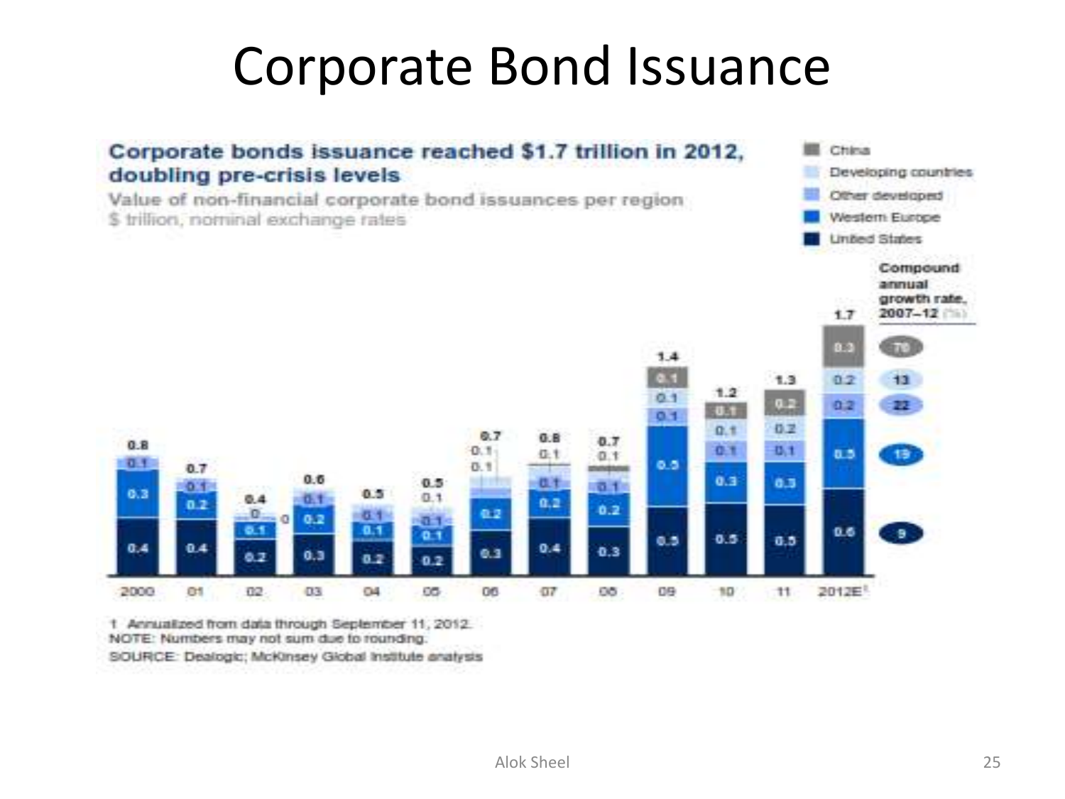# Corporate Bond Issuance

**Corporate bonds issuance reached $1.7 trillion in 2012, doubling pre-crisis levels**

Value of non-financial corporate bond issuances per region
$ trillion, nominal exchange rates

| Region | 2000 | 01 | 02 | 03 | 04 | 05 | 06 | 07 | 08 | 09 | 10 | 11 | 2012E[1] | Compound annual growth rate, 2007–12 (%) |
|---|---|---|---|---|---|---|---|---|---|---|---|---|---|---|
| China | | | | | | | | | | 0.1 | 0.1 | 0.2 | 0.3 | 78 |
| Developing countries | | | 0 | | | | 0.1 | 0.1 | 0.1 | 0.1 | 0.1 | 0.2 | 0.2 | 13 |
| Other developed | 0.1 | 0.1 | 0 | 0.1 | 0.1 | 0.1 | 0.1 | 0.1 | 0.1 | 0.1 | 0.1 | 0.1 | 0.2 | 22 |
| Western Europe | 0.3 | 0.2 | 0.1 | 0.2 | 0.1 | 0.1 | 0.2 | 0.2 | 0.2 | 0.5 | 0.3 | 0.3 | 0.5 | 19 |
| United States | 0.4 | 0.4 | 0.2 | 0.3 | 0.2 | 0.2 | 0.3 | 0.4 | 0.3 | 0.5 | 0.5 | 0.5 | 0.6 | 9 |
| **Total** | 0.8 | 0.7 | 0.4 | 0.6 | 0.5 | 0.5 | 0.7 | 0.8 | 0.7 | 1.4 | 1.2 | 1.3 | 1.7 | |

1 Annualized from data through September 11, 2012.
NOTE: Numbers may not sum due to rounding.
SOURCE: Dealogic; McKinsey Global Institute analysis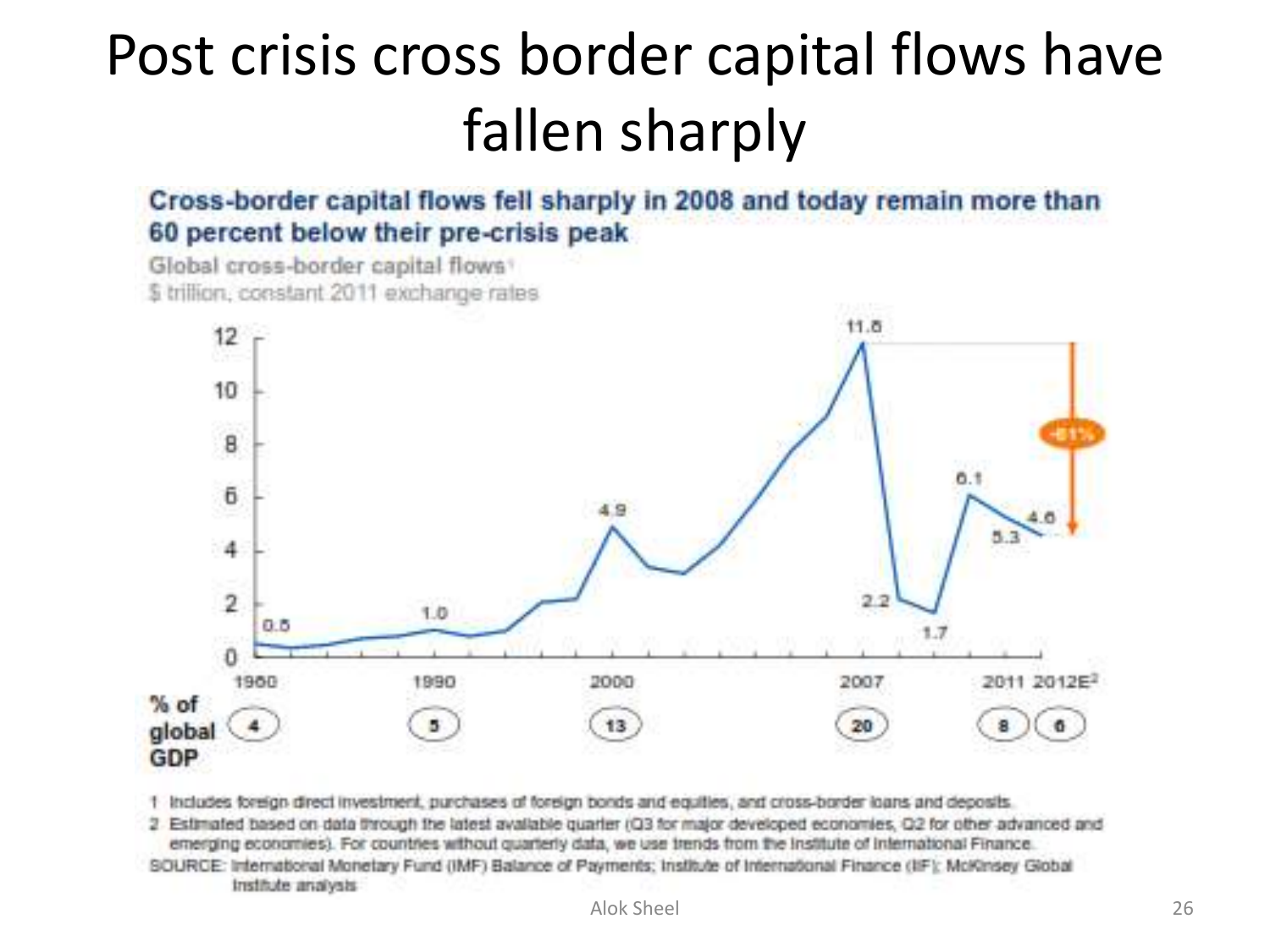# Post crisis cross border capital flows have fallen sharply

**Cross-border capital flows fell sharply in 2008 and today remain more than 60 percent below their pre-crisis peak**

Global cross-border capital flows[1]

$ trillion, constant 2011 exchange rates

| Year | 1980 | 1990 | 2000 | 2007 | 2011 | 2012E[2] |
|---|---|---|---|---|---|---|
| % of global GDP | 4 | 5 | 13 | 20 | 8 | 6 |

1 Includes foreign direct investment, purchases of foreign bonds and equities, and cross-border loans and deposits.

2 Estimated based on data through the latest available quarter (Q3 for major developed economies, Q2 for other advanced and emerging economies). For countries without quarterly data, we use trends from the Institute of International Finance.

SOURCE: International Monetary Fund (IMF) Balance of Payments; Institute of International Finance (IIF); McKinsey Global Institute analysis

Alok Sheel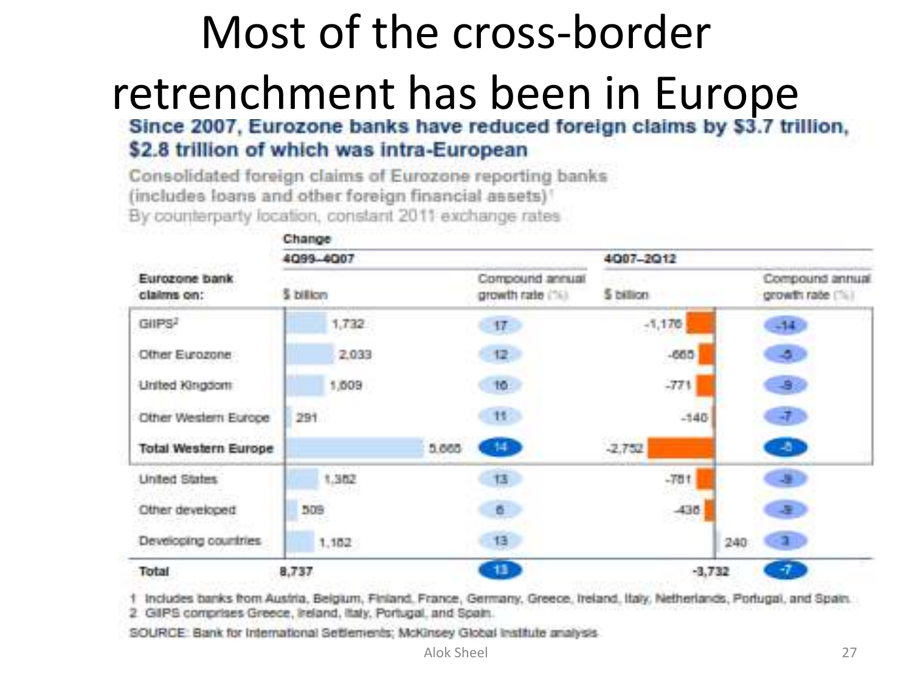# Most of the cross-border retrenchment has been in Europe

**Since 2007, Eurozone banks have reduced foreign claims by $3.7 trillion, $2.8 trillion of which was intra-European**

Consolidated foreign claims of Eurozone reporting banks (includes loans and other foreign financial assets)[1]
By counterparty location, constant 2011 exchange rates

| Eurozone bank claims on: | Change 4Q99–4Q07 $ billion | Compound annual growth rate (%) | Change 4Q07–2Q12 $ billion | Compound annual growth rate (%) |
|---|---|---|---|---|
| GIIPS[2] | 1,732 | 17 | -1,176 | -14 |
| Other Eurozone | 2,033 | 12 | -665 | -5 |
| United Kingdom | 1,609 | 16 | -771 | -9 |
| Other Western Europe | 291 | 11 | -140 | -7 |
| **Total Western Europe** | 5,665 | 14 | -2,752 | -8 |
| United States | 1,382 | 13 | -781 | -9 |
| Other developed | 509 | 6 | -438 | -9 |
| Developing countries | 1,182 | 13 | 240 | 3 |
| **Total** | 8,737 | 13 | -3,732 | -7 |

1 Includes banks from Austria, Belgium, Finland, France, Germany, Greece, Ireland, Italy, Netherlands, Portugal, and Spain.
2 GIIPS comprises Greece, Ireland, Italy, Portugal, and Spain.

SOURCE: Bank for International Settlements; McKinsey Global Institute analysis

Alok Sheel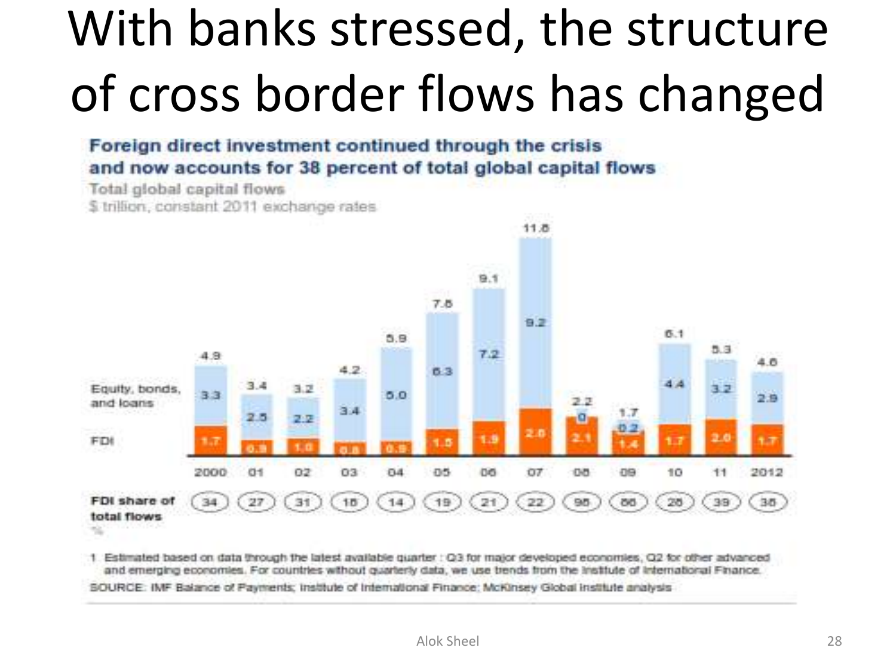# With banks stressed, the structure of cross border flows has changed

**Foreign direct investment continued through the crisis and now accounts for 38 percent of total global capital flows**

Total global capital flows

$ trillion, constant 2011 exchange rates

| | 2000 | 01 | 02 | 03 | 04 | 05 | 06 | 07 | 08 | 09 | 10 | 11 | 2012 |
|---|---|---|---|---|---|---|---|---|---|---|---|---|---|
| Total | 4.9 | 3.4 | 3.2 | 4.2 | 5.9 | 7.8 | 9.1 | 11.8 | 2.2 | 1.7 | 6.1 | 5.3 | 4.6 |
| Equity, bonds, and loans | 3.3 | 2.5 | 2.2 | 3.4 | 5.0 | 6.3 | 7.2 | 9.2 | 0 | 0.2 | 4.4 | 3.2 | 2.9 |
| FDI | 1.7 | 0.9 | 1.0 | 0.8 | 0.9 | 1.5 | 1.9 | 2.6 | 2.1 | 1.4 | 1.7 | 2.0 | 1.7 |
| FDI share of total flows % | 34 | 27 | 31 | 18 | 14 | 19 | 21 | 22 | 98 | 86 | 28 | 39 | 38 |

1 Estimated based on data through the latest available quarter : Q3 for major developed economies, Q2 for other advanced and emerging economies. For countries without quarterly data, we use trends from the Institute of International Finance.

SOURCE: IMF Balance of Payments; Institute of International Finance; McKinsey Global Institute analysis

Alok Sheel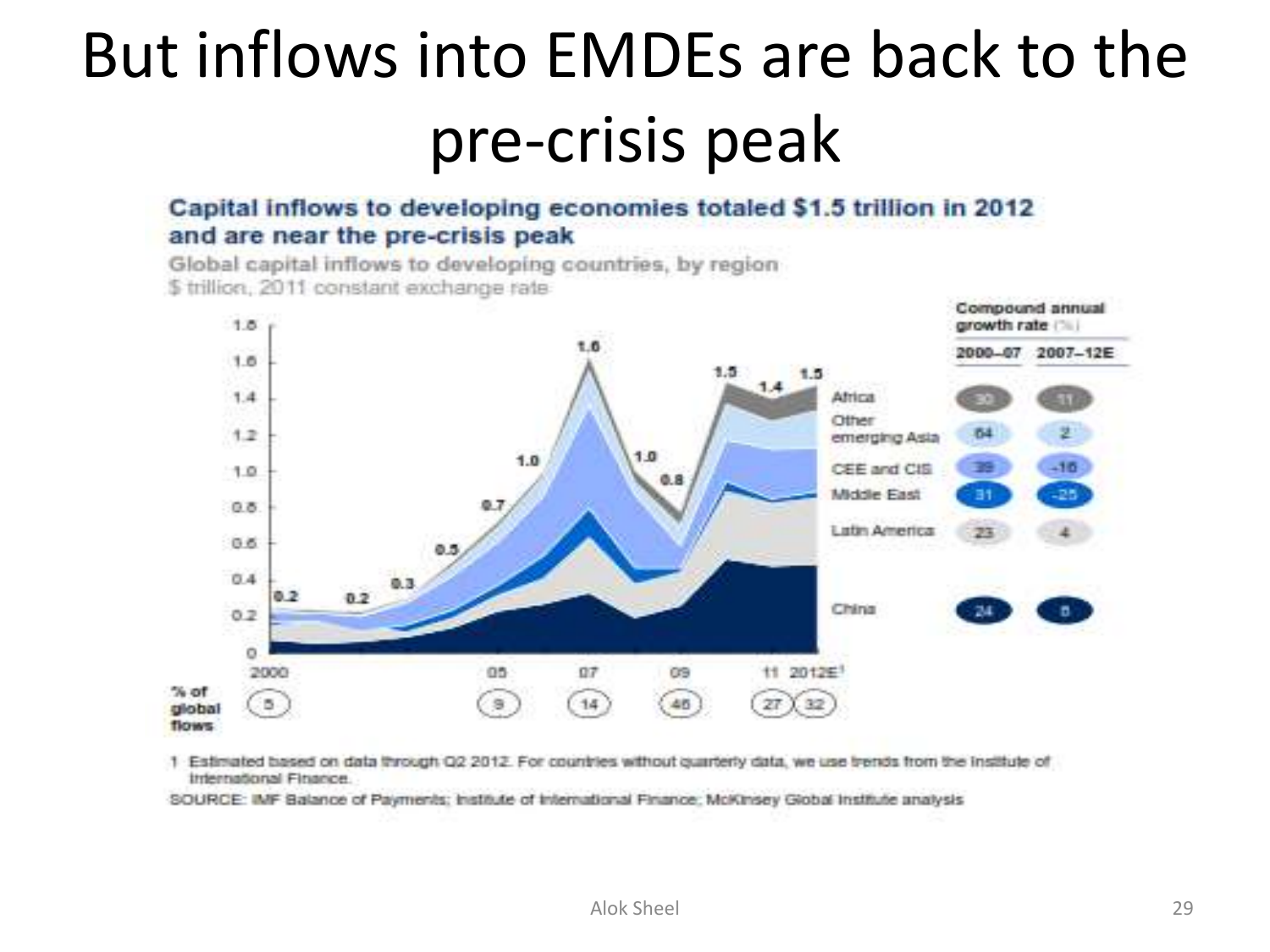# But inflows into EMDEs are back to the pre-crisis peak

**Capital inflows to developing economies totaled $1.5 trillion in 2012 and are near the pre-crisis peak**

Global capital inflows to developing countries, by region

$ trillion, 2011 constant exchange rate

| Region | Compound annual growth rate (%) 2000–07 | 2007–12E |
|---|---|---|
| Africa | 30 | 11 |
| Other emerging Asia | 64 | 2 |
| CEE and CIS | 39 | -16 |
| Middle East | 31 | -25 |
| Latin America | 23 | 4 |
| China | 24 | 8 |

| Year | 2000 | 05 | 07 | 09 | 11 | 2012E[1] |
|---|---|---|---|---|---|---|
| % of global flows | 5 | 9 | 14 | 46 | 27 | 32 |

1 Estimated based on data through Q2 2012. For countries without quarterly data, we use trends from the Institute of International Finance.

SOURCE: IMF Balance of Payments; Institute of International Finance; McKinsey Global Institute analysis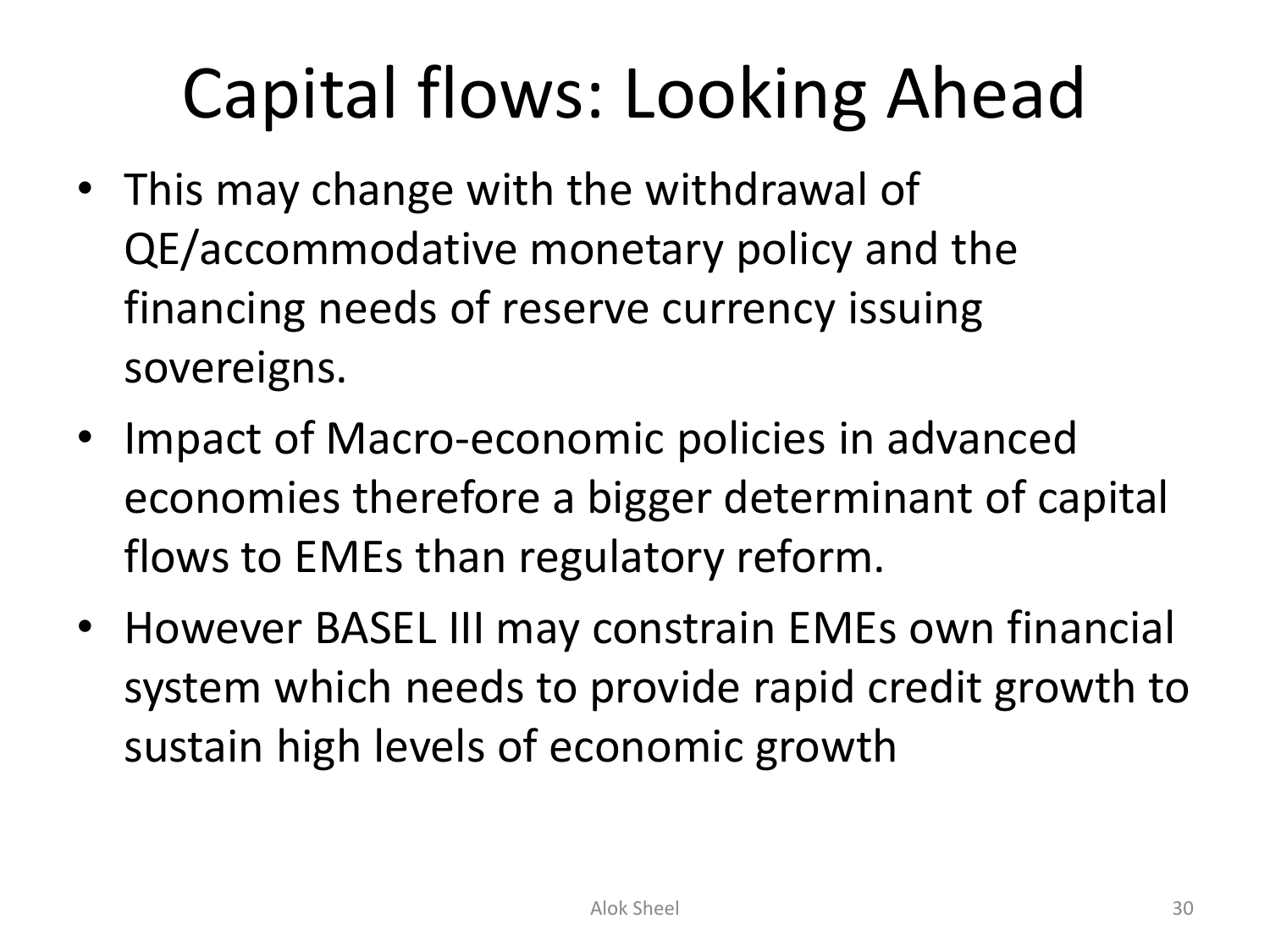# Capital flows: Looking Ahead

- This may change with the withdrawal of QE/accommodative monetary policy and the financing needs of reserve currency issuing sovereigns.
- Impact of Macro-economic policies in advanced economies therefore a bigger determinant of capital flows to EMEs than regulatory reform.
- However BASEL III may constrain EMEs own financial system which needs to provide rapid credit growth to sustain high levels of economic growth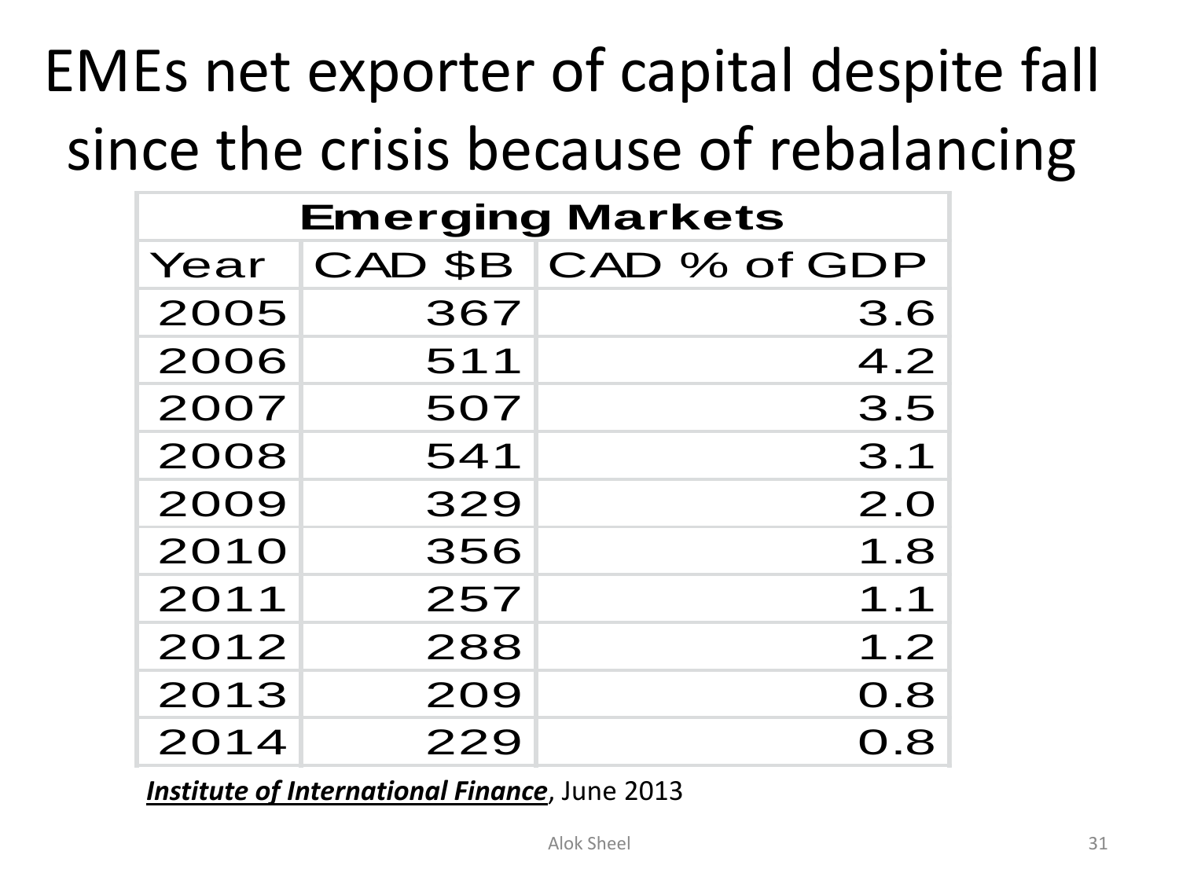# EMEs net exporter of capital despite fall since the crisis because of rebalancing

| Emerging Markets | | |
|---|---|---|
| Year | CAD $B | CAD % of GDP |
| 2005 | 367 | 3.6 |
| 2006 | 511 | 4.2 |
| 2007 | 507 | 3.5 |
| 2008 | 541 | 3.1 |
| 2009 | 329 | 2.0 |
| 2010 | 356 | 1.8 |
| 2011 | 257 | 1.1 |
| 2012 | 288 | 1.2 |
| 2013 | 209 | 0.8 |
| 2014 | 229 | 0.8 |

***Institute of International Finance***, June 2013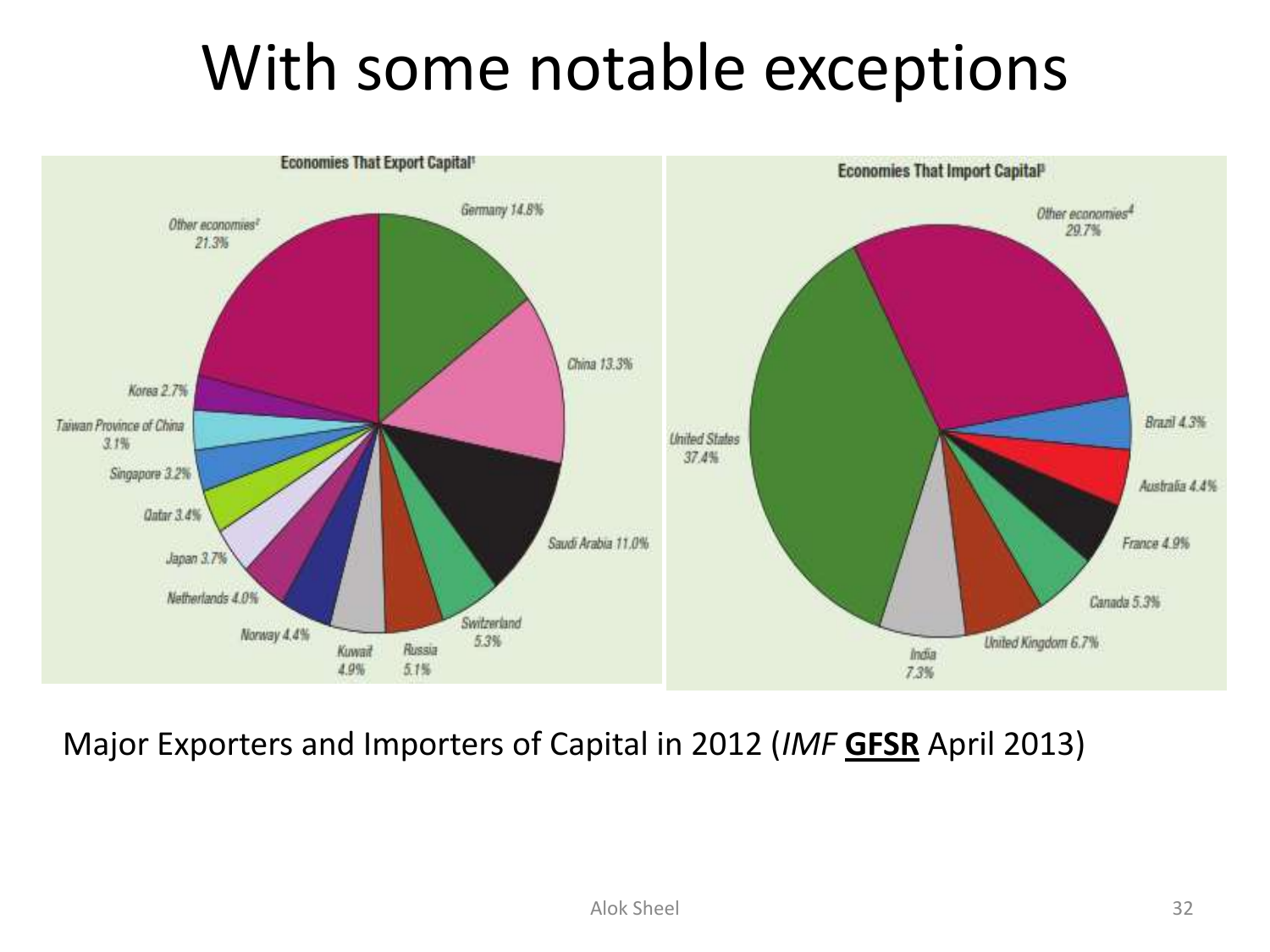# With some notable exceptions

**Economies That Export Capital[1]**

| Economy | Share |
|---|---|
| Germany | 14.8% |
| China | 13.3% |
| Saudi Arabia | 11.0% |
| Switzerland | 5.3% |
| Russia | 5.1% |
| Kuwait | 4.9% |
| Norway | 4.4% |
| Netherlands | 4.0% |
| Japan | 3.7% |
| Qatar | 3.4% |
| Singapore | 3.2% |
| Taiwan Province of China | 3.1% |
| Korea | 2.7% |
| Other economies[2] | 21.3% |

**Economies That Import Capital[3]**

| Economy | Share |
|---|---|
| United States | 37.4% |
| India | 7.3% |
| United Kingdom | 6.7% |
| Canada | 5.3% |
| France | 4.9% |
| Australia | 4.4% |
| Brazil | 4.3% |
| Other economies[4] | 29.7% |

Major Exporters and Importers of Capital in 2012 (*IMF* **GFSR** April 2013)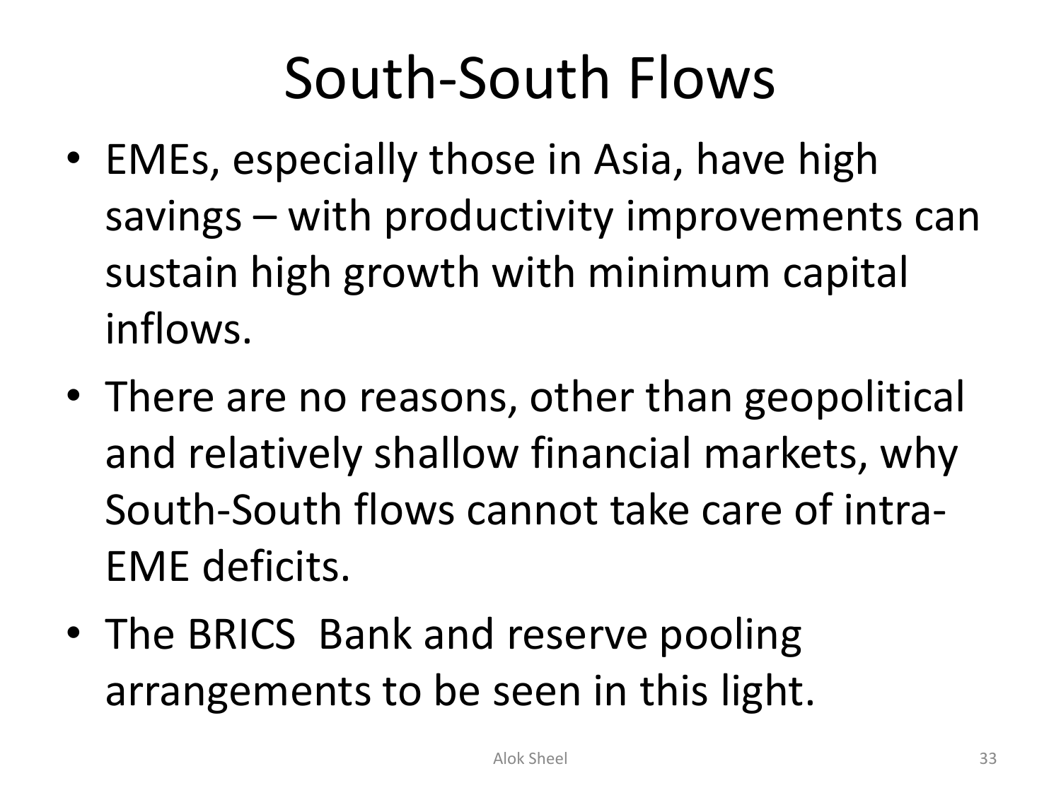# South-South Flows

- EMEs, especially those in Asia, have high savings – with productivity improvements can sustain high growth with minimum capital inflows.
- There are no reasons, other than geopolitical and relatively shallow financial markets, why South-South flows cannot take care of intra-EME deficits.
- The BRICS Bank and reserve pooling arrangements to be seen in this light.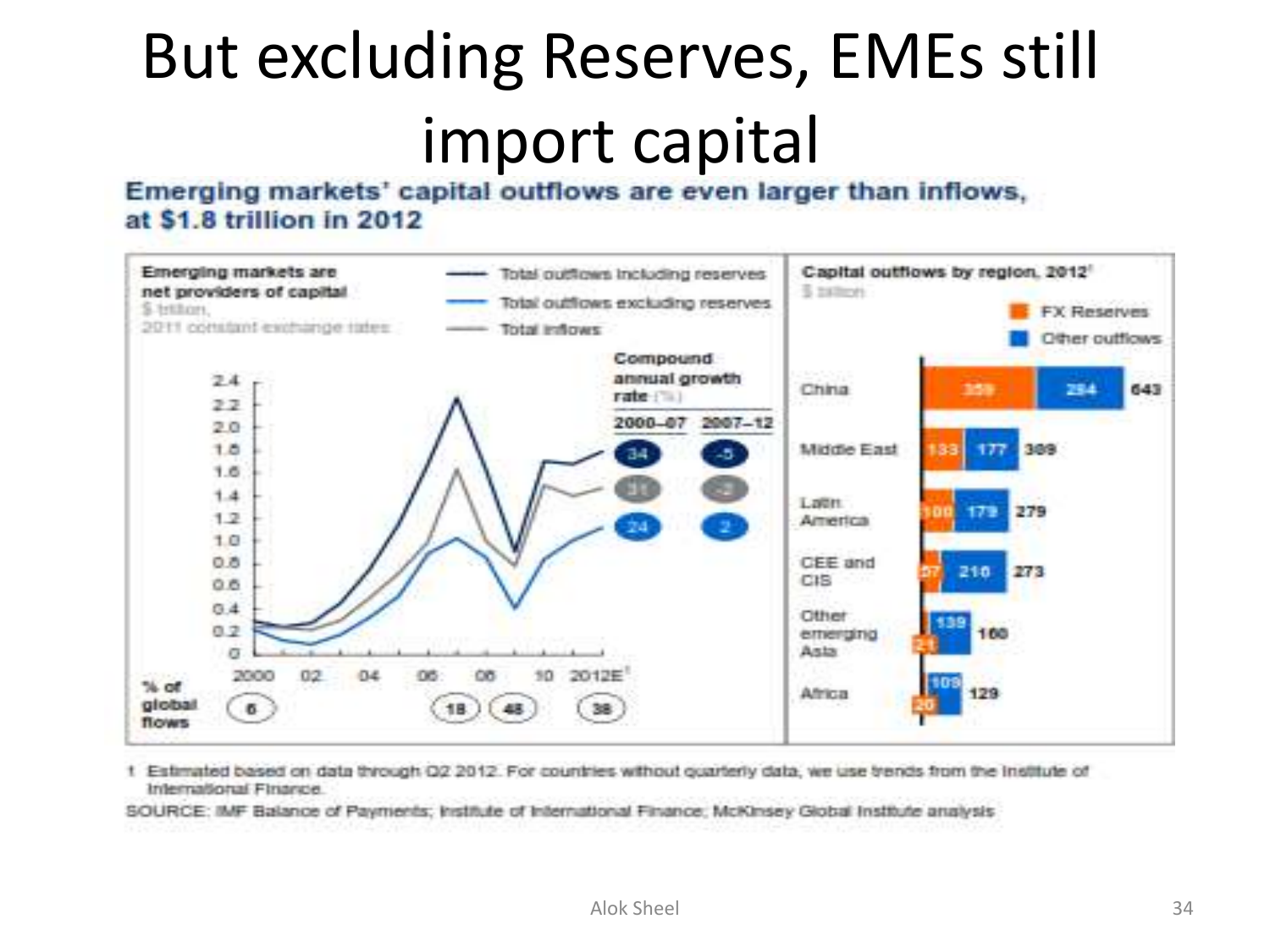# But excluding Reserves, EMEs still import capital

**Emerging markets' capital outflows are even larger than inflows, at $1.8 trillion in 2012**

**Emerging markets are net providers of capital**
$ trillion, 2011 constant exchange rates

- Total outflows including reserves
- Total outflows excluding reserves
- Total inflows

| Compound annual growth rate (%) | 2000–07 | 2007–12 |
|---|---|---|
| Total outflows including reserves | 34 | -5 |
| Total inflows | 31 | -2 |
| Total outflows excluding reserves | 24 | 2 |

| | 2000 | 2007 | 2008 | 2012E[1] |
|---|---|---|---|---|
| % of global flows | 6 | 18 | 48 | 38 |

**Capital outflows by region, 2012[1]**
$ billion

| Region | FX Reserves | Other outflows | Total |
|---|---|---|---|
| China | 359 | 284 | 643 |
| Middle East | 133 | 177 | 309 |
| Latin America | 100 | 179 | 279 |
| CEE and CIS | 57 | 216 | 273 |
| Other emerging Asia | 21 | 139 | 160 |
| Africa | 20 | 109 | 129 |

1 Estimated based on data through Q2 2012. For countries without quarterly data, we use trends from the Institute of International Finance.

SOURCE: IMF Balance of Payments; Institute of International Finance; McKinsey Global Institute analysis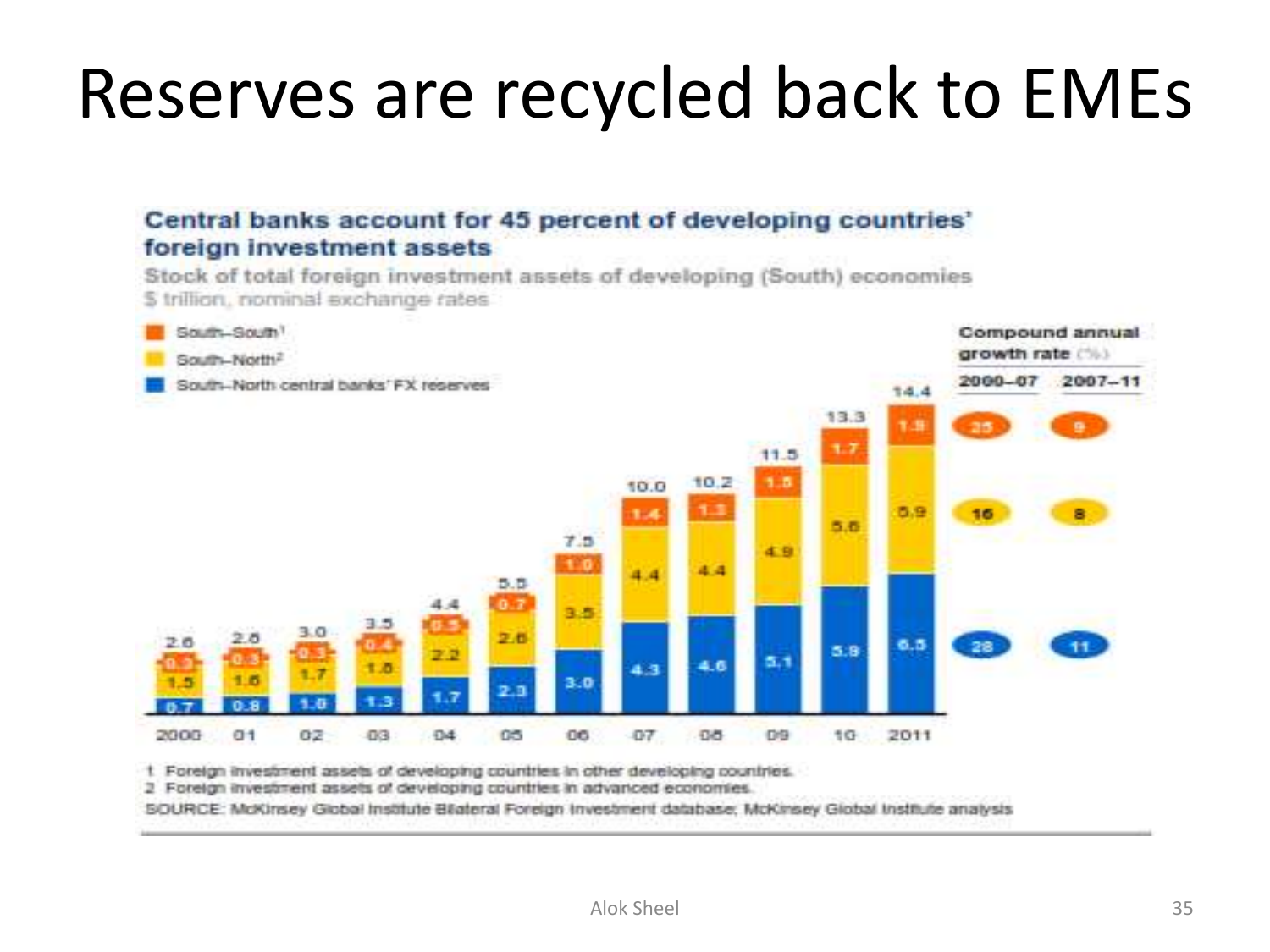# Reserves are recycled back to EMEs

**Central banks account for 45 percent of developing countries' foreign investment assets**

Stock of total foreign investment assets of developing (South) economies

$ trillion, nominal exchange rates

| Year | South–North central banks' FX reserves | South–North[2] | South–South[1] | Total |
|---|---|---|---|---|
| 2000 | 0.7 | 1.5 | 0.3 | 2.6 |
| 01 | 0.8 | 1.6 | 0.3 | 2.8 |
| 02 | 1.0 | 1.7 | 0.3 | 3.0 |
| 03 | 1.3 | 1.8 | 0.4 | 3.5 |
| 04 | 1.7 | 2.2 | 0.5 | 4.4 |
| 05 | 2.3 | 2.6 | 0.7 | 5.5 |
| 06 | 3.0 | 3.5 | 1.0 | 7.5 |
| 07 | 4.3 | 4.4 | 1.4 | 10.0 |
| 08 | 4.6 | 4.4 | 1.3 | 10.2 |
| 09 | 5.1 | 4.9 | 1.5 | 11.5 |
| 10 | 5.8 | 5.8 | 1.7 | 13.3 |
| 2011 | 6.5 | 5.9 | 1.9 | 14.4 |

| Compound annual growth rate (%) | 2000–07 | 2007–11 |
|---|---|---|
| South–South[1] | 25 | 9 |
| South–North[2] | 16 | 8 |
| South–North central banks' FX reserves | 28 | 11 |

1 Foreign investment assets of developing countries in other developing countries.
2 Foreign investment assets of developing countries in advanced economies.

SOURCE: McKinsey Global Institute Bilateral Foreign Investment database; McKinsey Global Institute analysis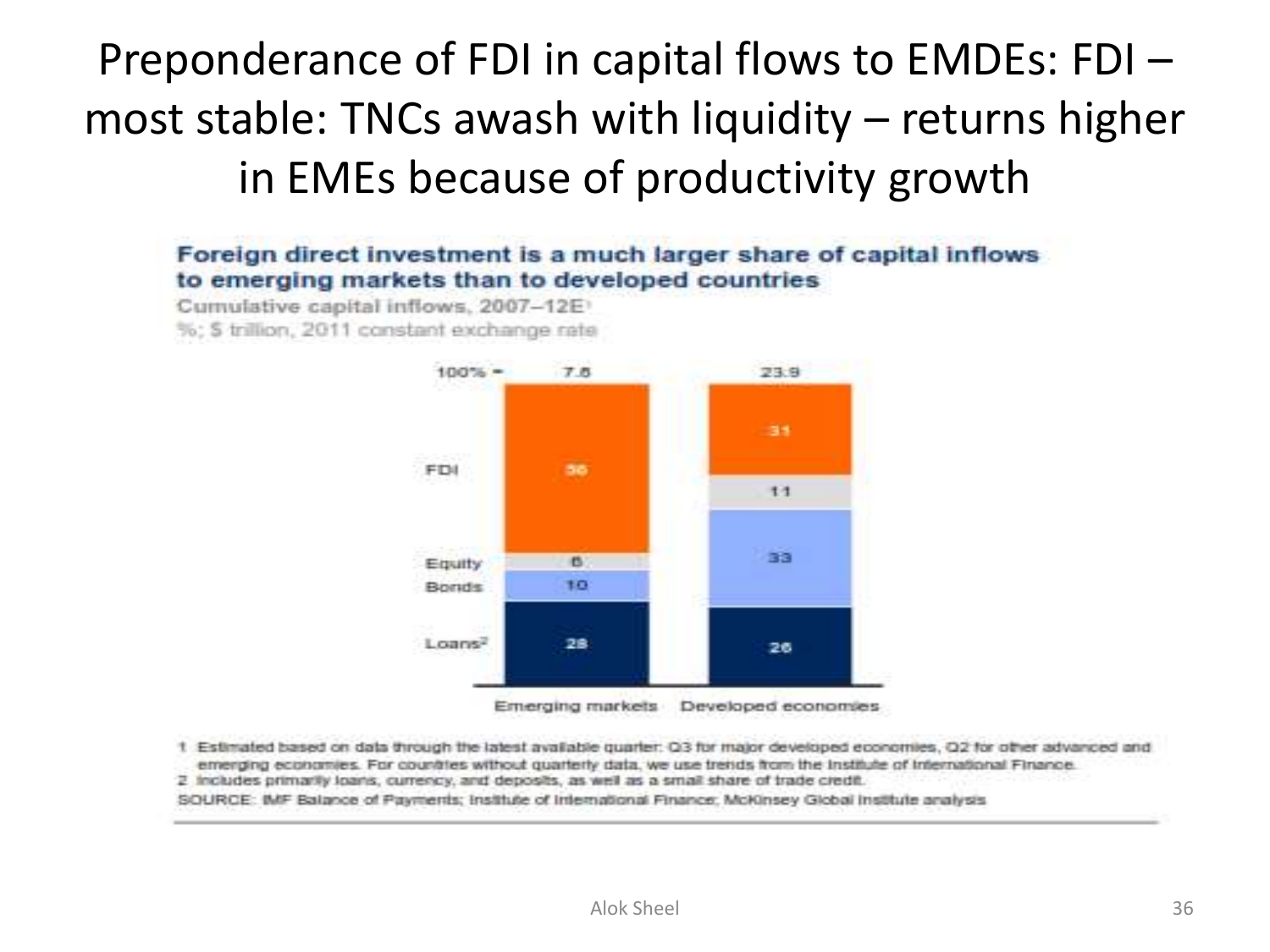# Preponderance of FDI in capital flows to EMDEs: FDI – most stable: TNCs awash with liquidity – returns higher in EMEs because of productivity growth

**Foreign direct investment is a much larger share of capital inflows to emerging markets than to developed countries**

Cumulative capital inflows, 2007–12E[1]

%; $ trillion, 2011 constant exchange rate

| | Emerging markets | Developed economies |
|---|---|---|
| Total ($ trillion) | 7.6 | 23.9 |
| FDI | 56 | 31 |
| Equity | 6 | 11 |
| Bonds | 10 | 33 |
| Loans[2] | 28 | 26 |

1 Estimated based on data through the latest available quarter: Q3 for major developed economies, Q2 for other advanced and emerging economies. For countries without quarterly data, we use trends from the Institute of International Finance.

2 Includes primarily loans, currency, and deposits, as well as a small share of trade credit.

SOURCE: IMF Balance of Payments; Institute of International Finance; McKinsey Global Institute analysis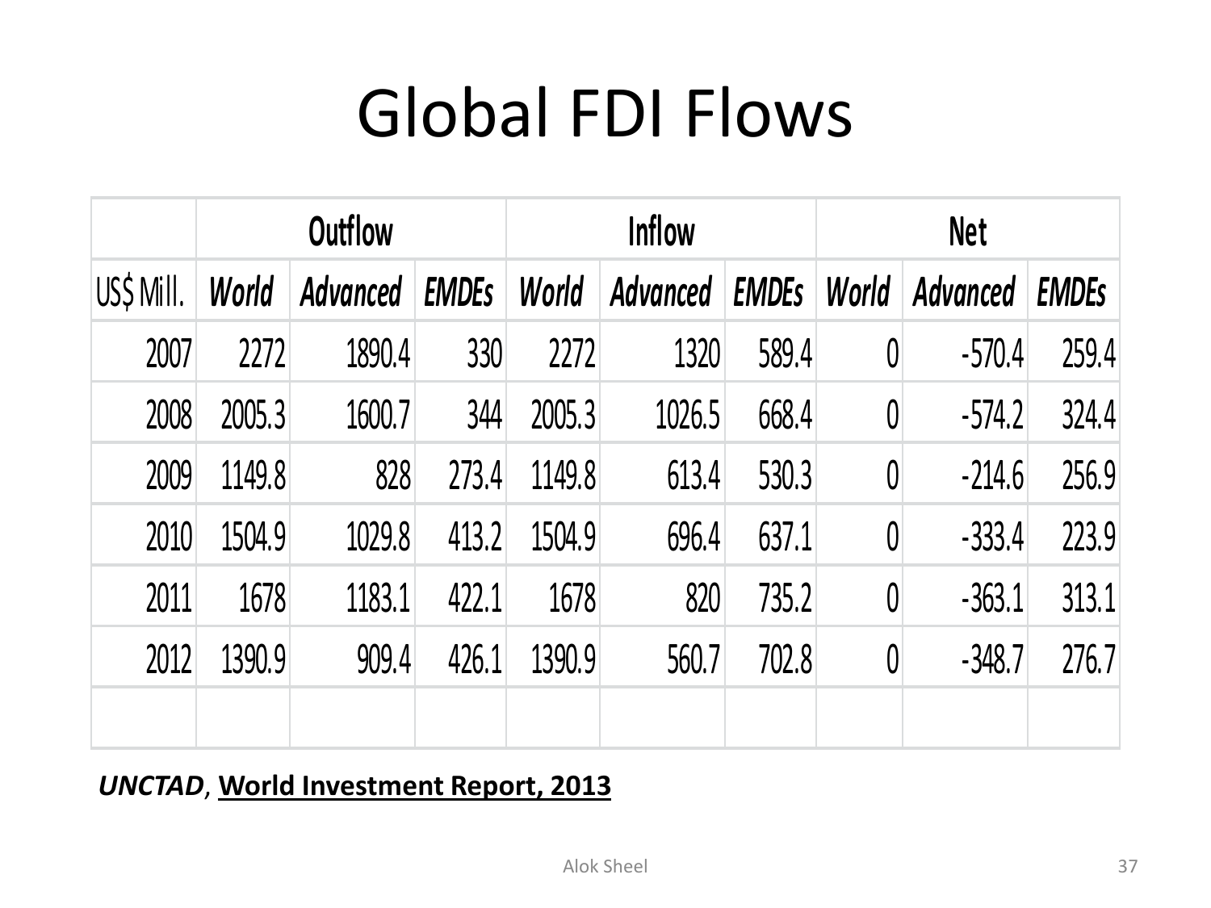# Global FDI Flows

| | Outflow | | | Inflow | | | Net | | |
|---|---|---|---|---|---|---|---|---|---|
| US$ Mill. | *World* | *Advanced* | *EMDEs* | *World* | *Advanced* | *EMDEs* | *World* | *Advanced* | *EMDEs* |
| 2007 | 2272 | 1890.4 | 330 | 2272 | 1320 | 589.4 | 0 | -570.4 | 259.4 |
| 2008 | 2005.3 | 1600.7 | 344 | 2005.3 | 1026.5 | 668.4 | 0 | -574.2 | 324.4 |
| 2009 | 1149.8 | 828 | 273.4 | 1149.8 | 613.4 | 530.3 | 0 | -214.6 | 256.9 |
| 2010 | 1504.9 | 1029.8 | 413.2 | 1504.9 | 696.4 | 637.1 | 0 | -333.4 | 223.9 |
| 2011 | 1678 | 1183.1 | 422.1 | 1678 | 820 | 735.2 | 0 | -363.1 | 313.1 |
| 2012 | 1390.9 | 909.4 | 426.1 | 1390.9 | 560.7 | 702.8 | 0 | -348.7 | 276.7 |
| | | | | | | | | | |

***UNCTAD***, **World Investment Report, 2013**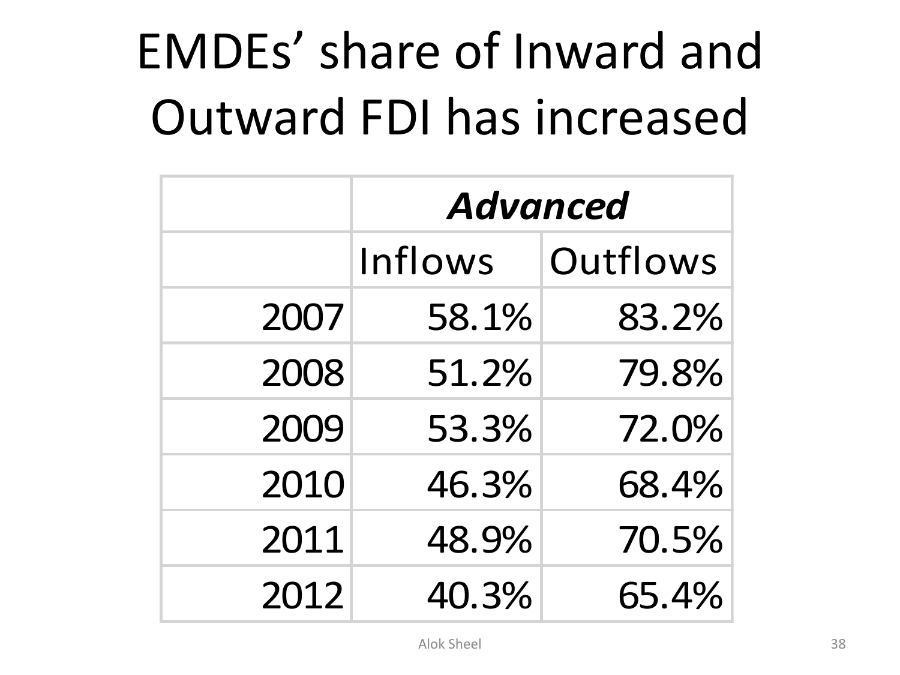# EMDEs' share of Inward and Outward FDI has increased

| | ***Advanced*** | |
|---|---|---|
| | Inflows | Outflows |
| 2007 | 58.1% | 83.2% |
| 2008 | 51.2% | 79.8% |
| 2009 | 53.3% | 72.0% |
| 2010 | 46.3% | 68.4% |
| 2011 | 48.9% | 70.5% |
| 2012 | 40.3% | 65.4% |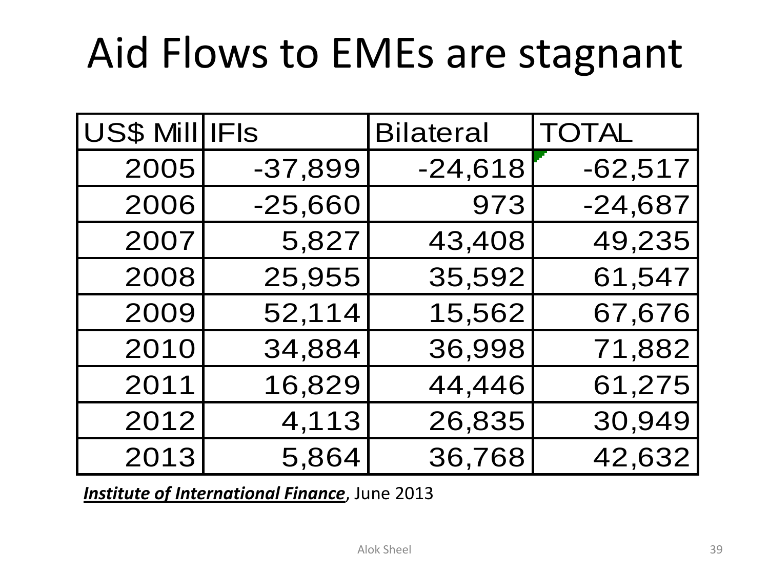# Aid Flows to EMEs are stagnant

| US$ Mill | IFIs | Bilateral | TOTAL |
|---|---|---|---|
| 2005 | -37,899 | -24,618 | -62,517 |
| 2006 | -25,660 | 973 | -24,687 |
| 2007 | 5,827 | 43,408 | 49,235 |
| 2008 | 25,955 | 35,592 | 61,547 |
| 2009 | 52,114 | 15,562 | 67,676 |
| 2010 | 34,884 | 36,998 | 71,882 |
| 2011 | 16,829 | 44,446 | 61,275 |
| 2012 | 4,113 | 26,835 | 30,949 |
| 2013 | 5,864 | 36,768 | 42,632 |

***Institute of International Finance***, June 2013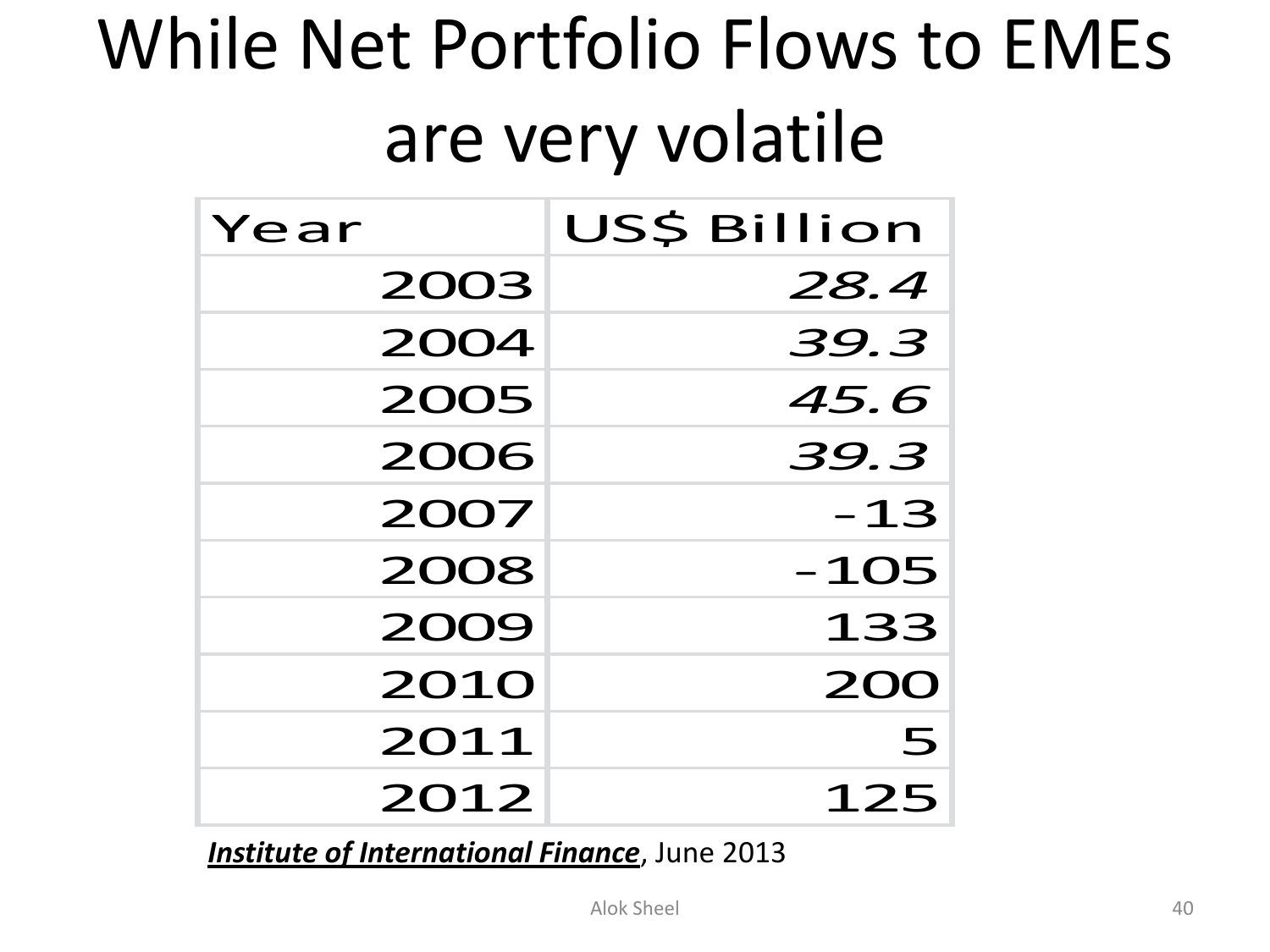# While Net Portfolio Flows to EMEs are very volatile

| Year | US$ Billion |
|---|---|
| 2003 | *28.4* |
| 2004 | *39.3* |
| 2005 | *45.6* |
| 2006 | *39.3* |
| 2007 | -13 |
| 2008 | -105 |
| 2009 | 133 |
| 2010 | 200 |
| 2011 | 5 |
| 2012 | 125 |

***Institute of International Finance***, June 2013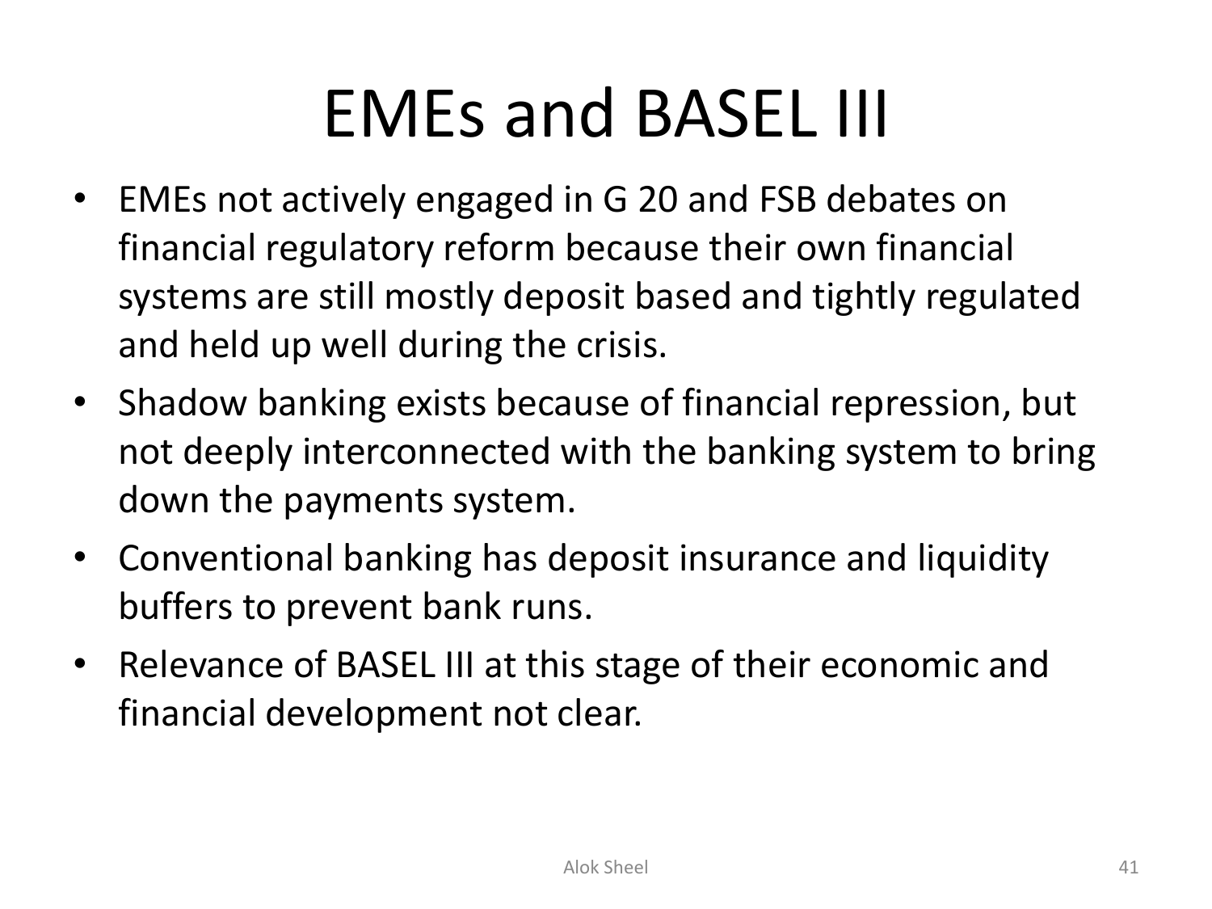# EMEs and BASEL III

- EMEs not actively engaged in G 20 and FSB debates on financial regulatory reform because their own financial systems are still mostly deposit based and tightly regulated and held up well during the crisis.
- Shadow banking exists because of financial repression, but not deeply interconnected with the banking system to bring down the payments system.
- Conventional banking has deposit insurance and liquidity buffers to prevent bank runs.
- Relevance of BASEL III at this stage of their economic and financial development not clear.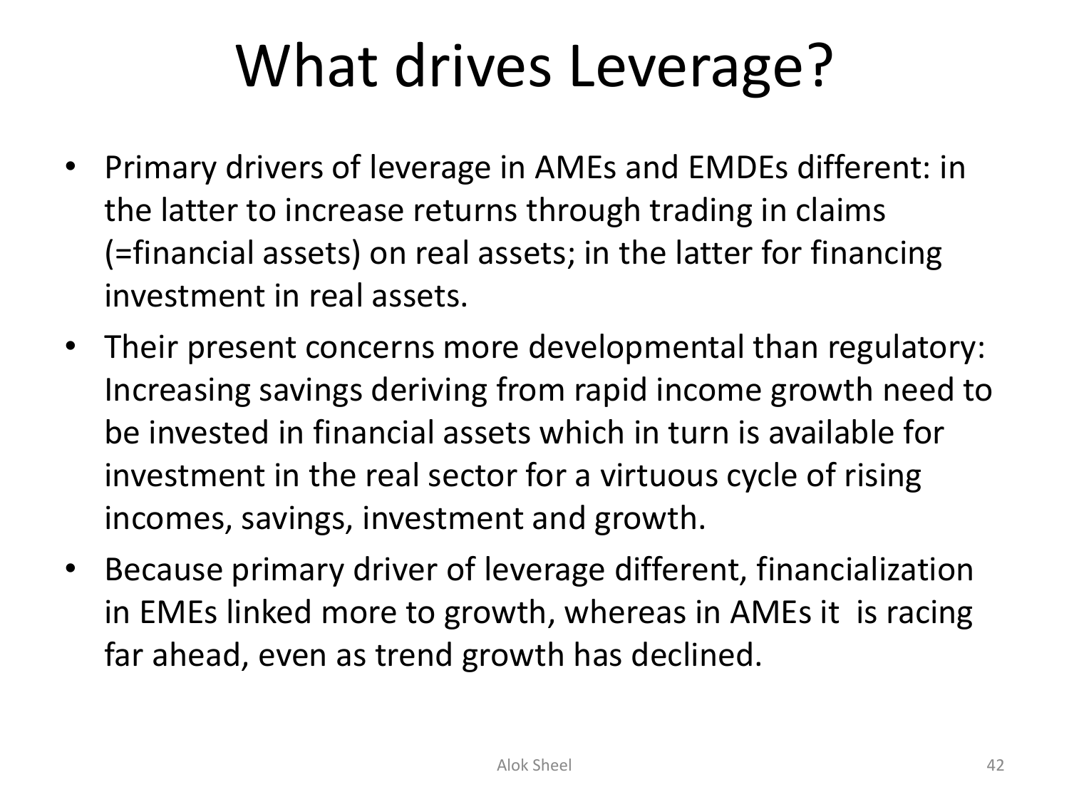# What drives Leverage?

- Primary drivers of leverage in AMEs and EMDEs different: in the latter to increase returns through trading in claims (=financial assets) on real assets; in the latter for financing investment in real assets.
- Their present concerns more developmental than regulatory: Increasing savings deriving from rapid income growth need to be invested in financial assets which in turn is available for investment in the real sector for a virtuous cycle of rising incomes, savings, investment and growth.
- Because primary driver of leverage different, financialization in EMEs linked more to growth, whereas in AMEs it is racing far ahead, even as trend growth has declined.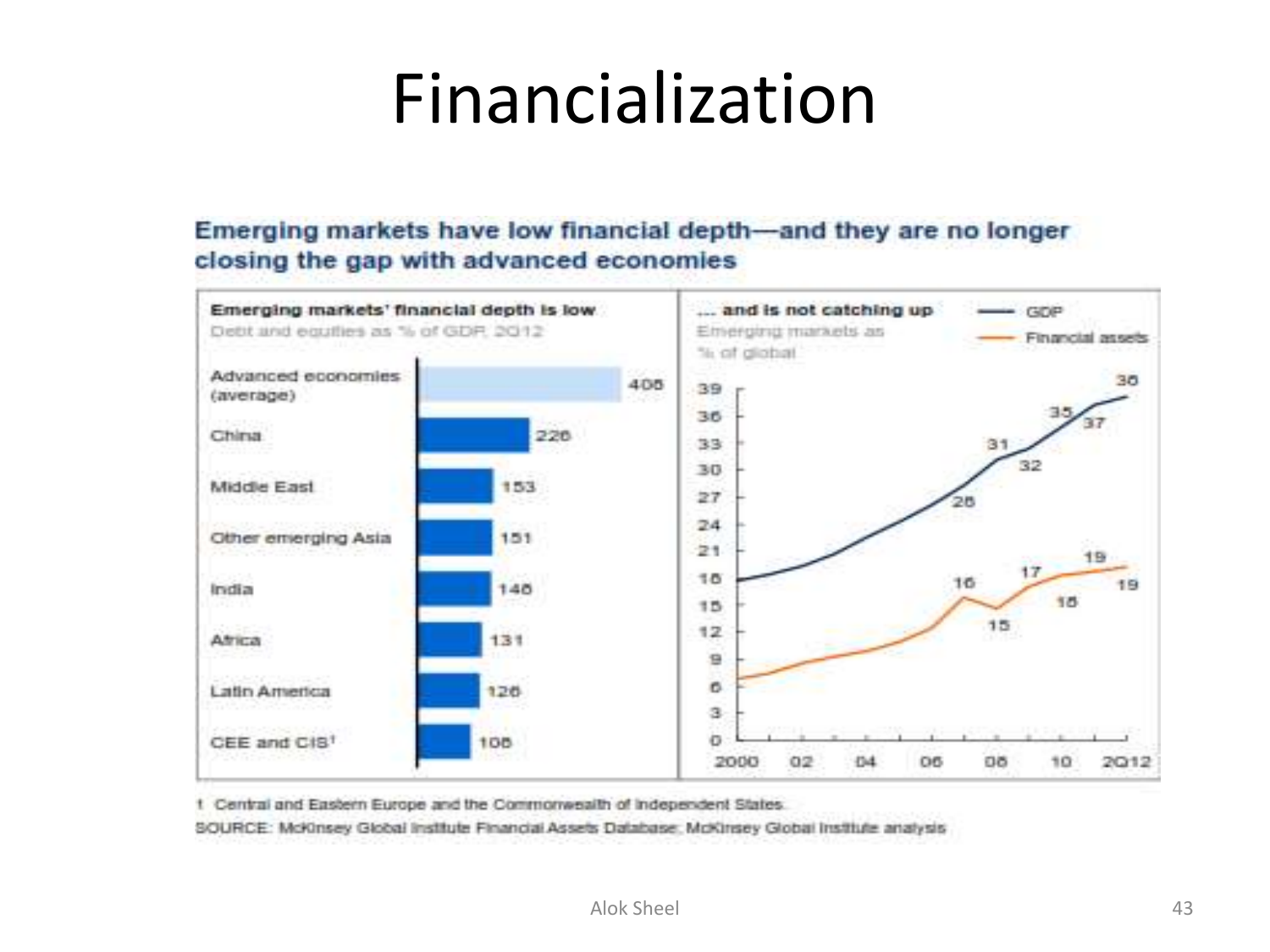# Financialization

**Emerging markets have low financial depth—and they are no longer closing the gap with advanced economies**

**Emerging markets' financial depth is low**

Debt and equities as % of GDP, 2012

| Region | % of GDP |
|---|---|
| Advanced economies (average) | 408 |
| China | 226 |
| Middle East | 153 |
| Other emerging Asia | 151 |
| India | 148 |
| Africa | 131 |
| Latin America | 126 |
| CEE and CIS[1] | 108 |

**... and is not catching up**

Emerging markets as % of global

— GDP
— Financial assets

| Year | GDP | Financial assets |
|---|---|---|
| 2007 | 28 | 16 |
| 2008 | 31 | 15 |
| 2009 | 32 | 17 |
| 2010 | 35 | 18 |
| 2011 | 37 | 19 |
| 2Q12 | 38 | 19 |

1 Central and Eastern Europe and the Commonwealth of Independent States

SOURCE: McKinsey Global Institute Financial Assets Database; McKinsey Global Institute analysis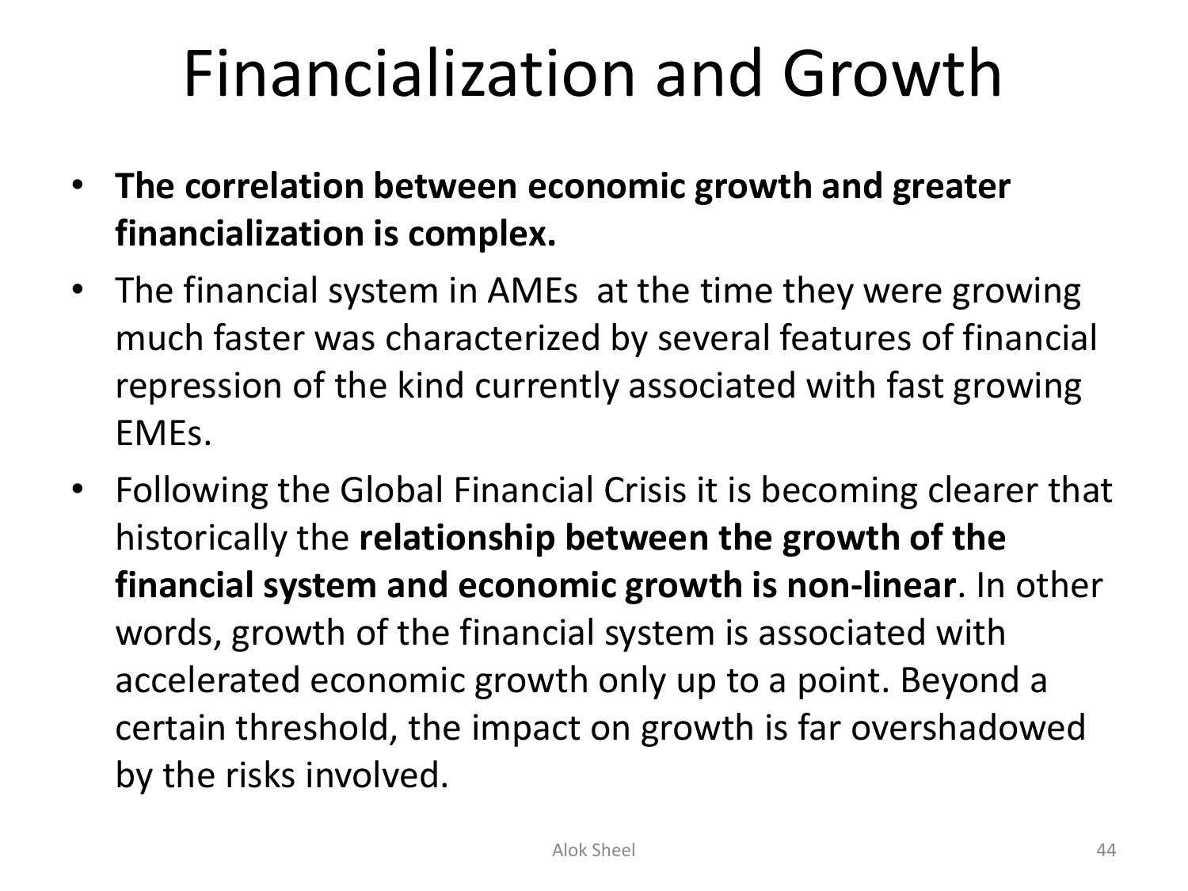# Financialization and Growth

- **The correlation between economic growth and greater financialization is complex.**
- The financial system in AMEs at the time they were growing much faster was characterized by several features of financial repression of the kind currently associated with fast growing EMEs.
- Following the Global Financial Crisis it is becoming clearer that historically the **relationship between the growth of the financial system and economic growth is non-linear**. In other words, growth of the financial system is associated with accelerated economic growth only up to a point. Beyond a certain threshold, the impact on growth is far overshadowed by the risks involved.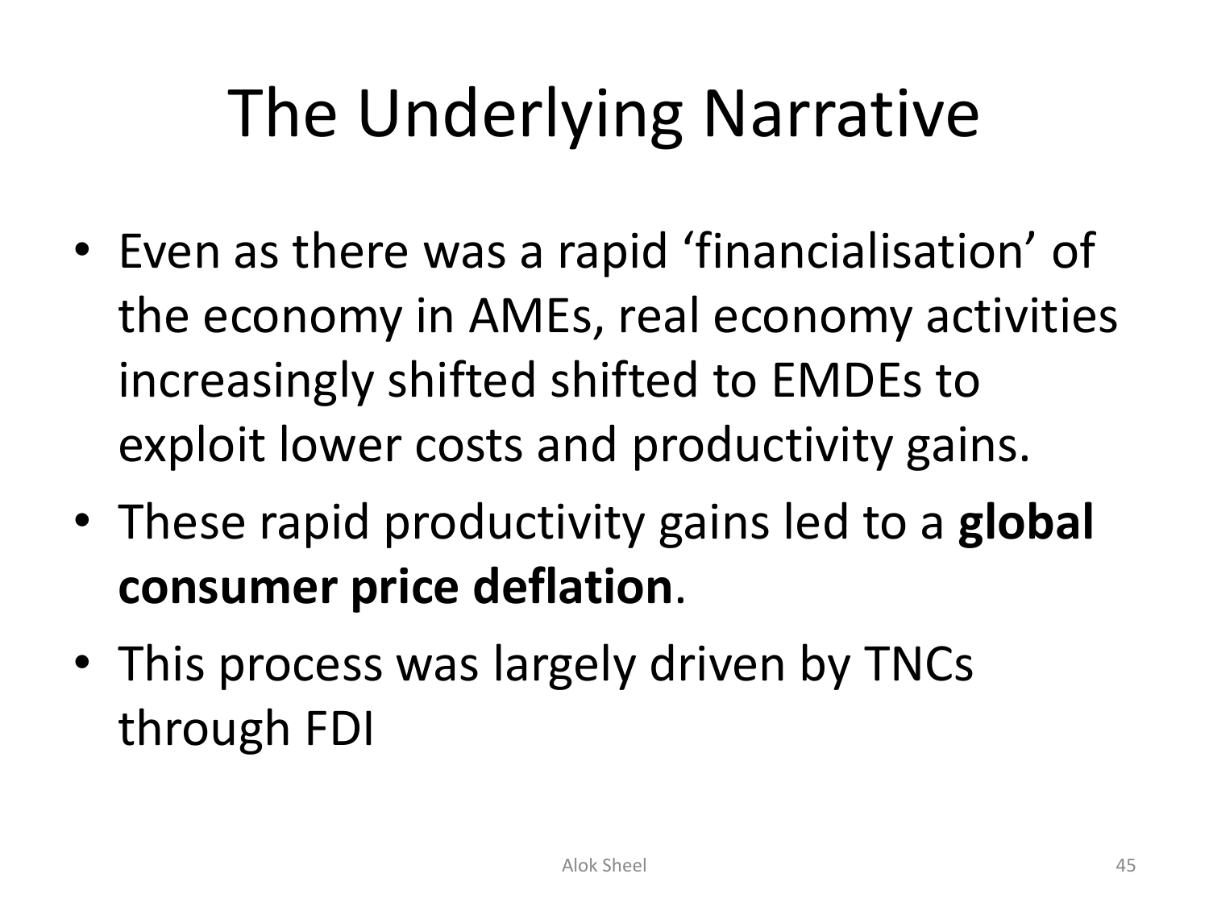# The Underlying Narrative

- Even as there was a rapid ‘financialisation’ of the economy in AMEs, real economy activities increasingly shifted shifted to EMDEs to exploit lower costs and productivity gains.
- These rapid productivity gains led to a **global consumer price deflation**.
- This process was largely driven by TNCs through FDI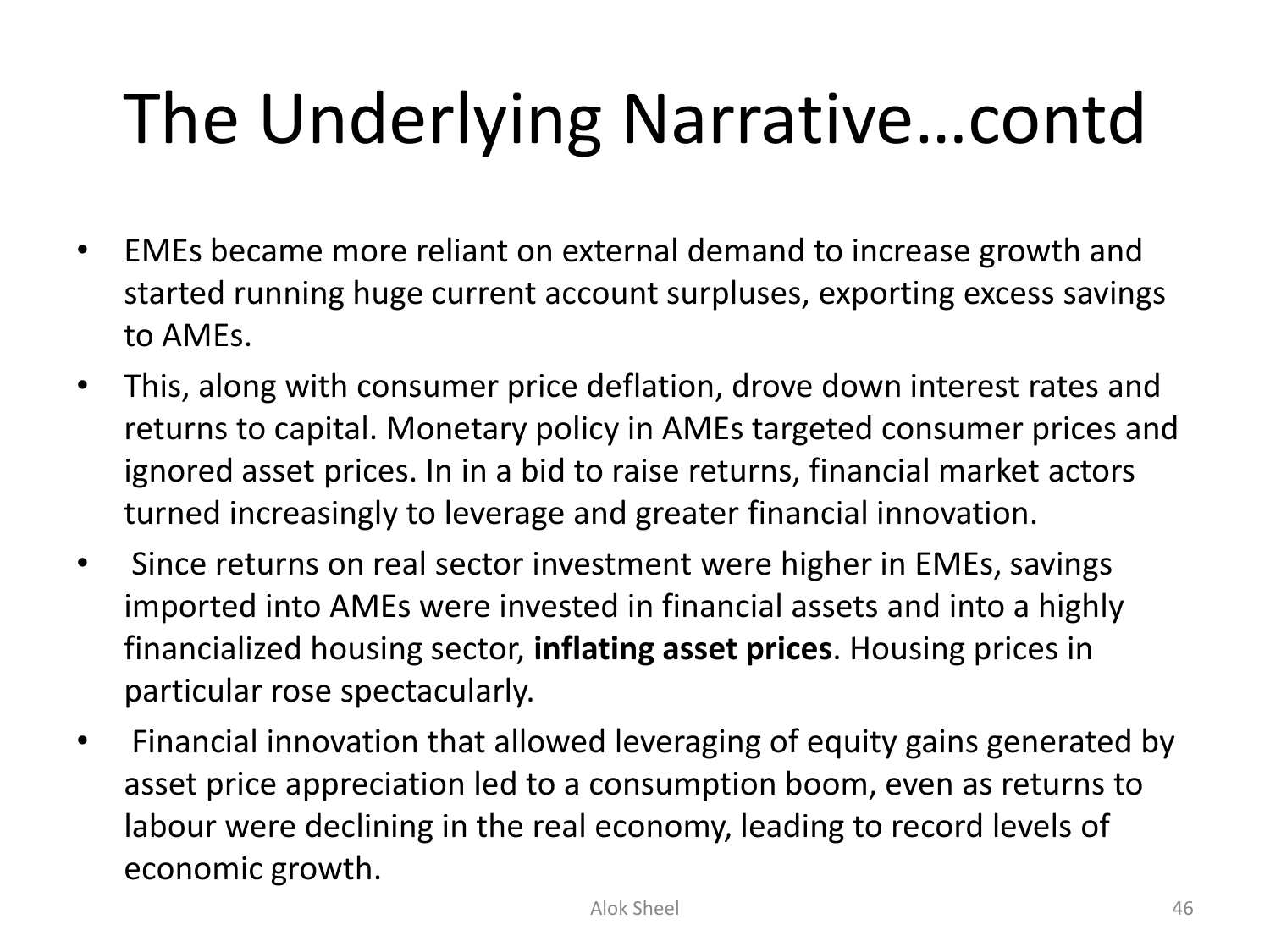# The Underlying Narrative…contd

- EMEs became more reliant on external demand to increase growth and started running huge current account surpluses, exporting excess savings to AMEs.
- This, along with consumer price deflation, drove down interest rates and returns to capital. Monetary policy in AMEs targeted consumer prices and ignored asset prices. In in a bid to raise returns, financial market actors turned increasingly to leverage and greater financial innovation.
- Since returns on real sector investment were higher in EMEs, savings imported into AMEs were invested in financial assets and into a highly financialized housing sector, **inflating asset prices**. Housing prices in particular rose spectacularly.
- Financial innovation that allowed leveraging of equity gains generated by asset price appreciation led to a consumption boom, even as returns to labour were declining in the real economy, leading to record levels of economic growth.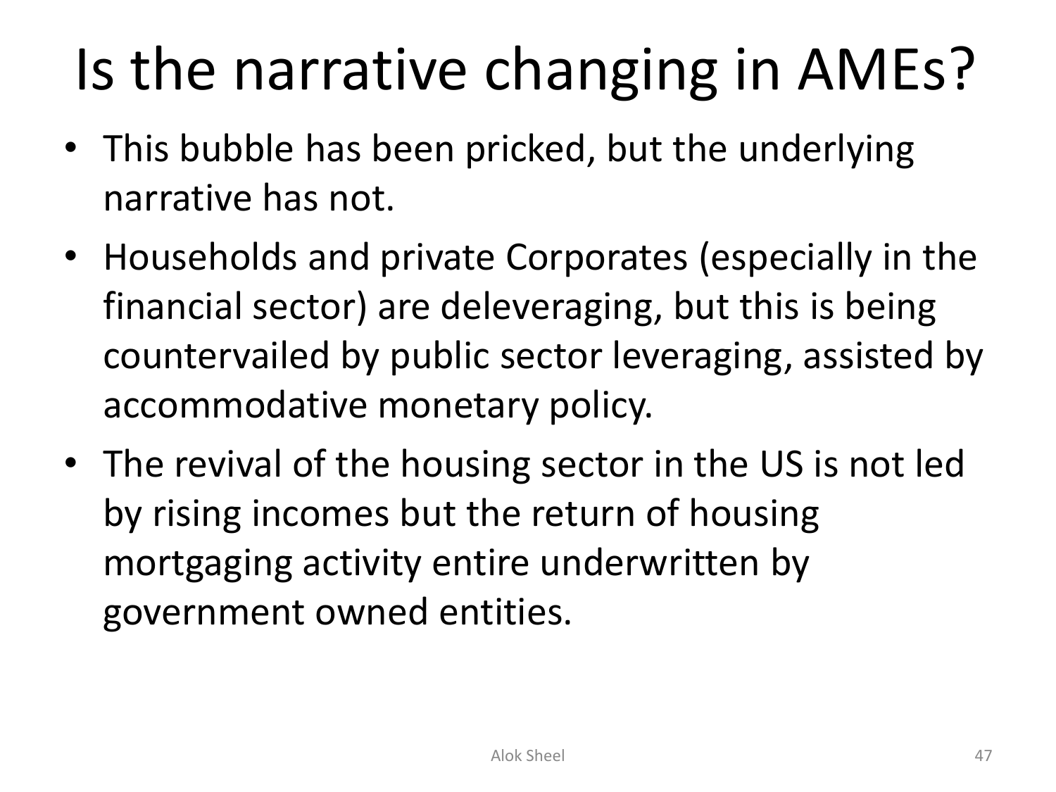# Is the narrative changing in AMEs?

- This bubble has been pricked, but the underlying narrative has not.
- Households and private Corporates (especially in the financial sector) are deleveraging, but this is being countervailed by public sector leveraging, assisted by accommodative monetary policy.
- The revival of the housing sector in the US is not led by rising incomes but the return of housing mortgaging activity entire underwritten by government owned entities.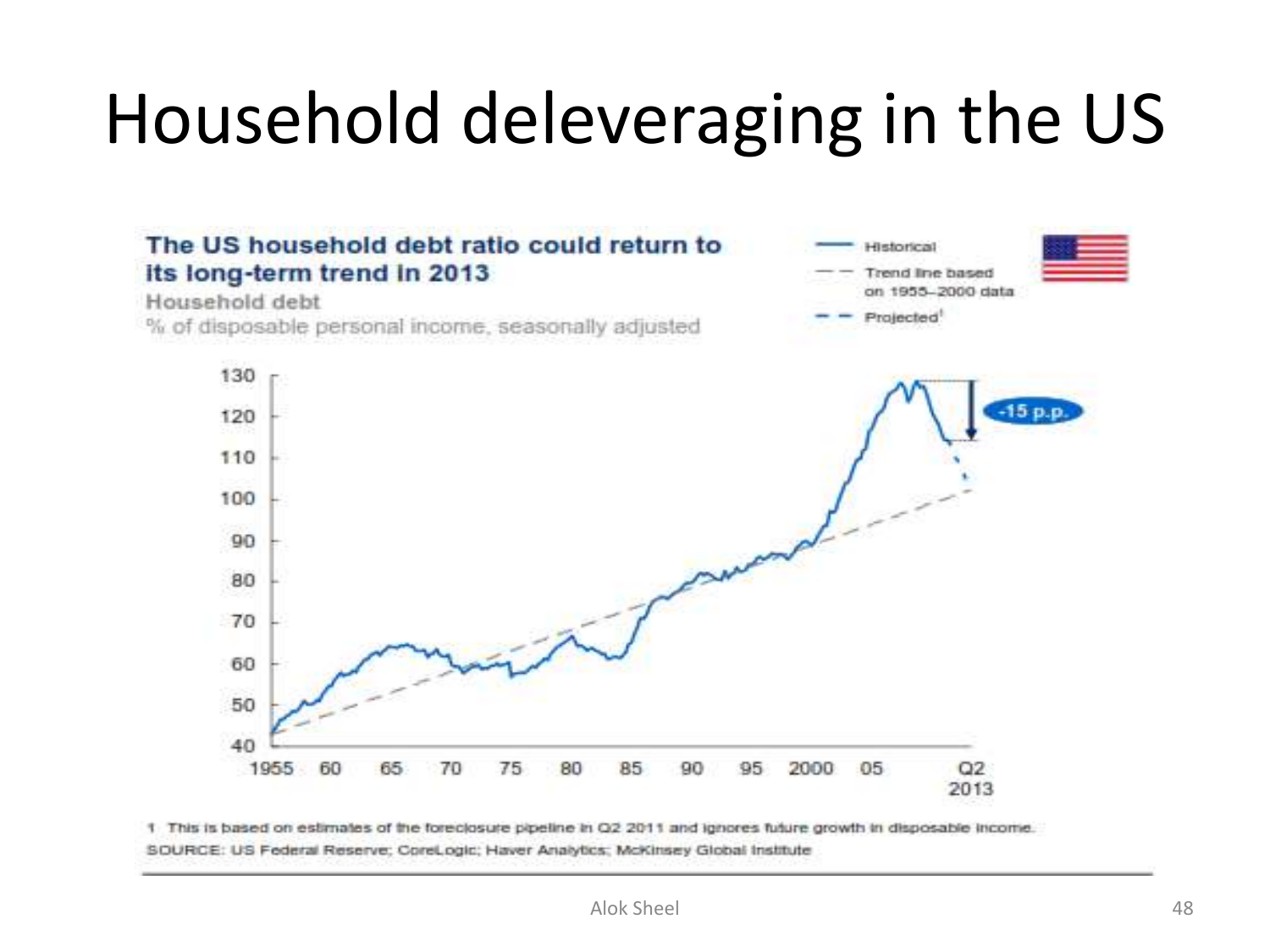# Household deleveraging in the US

**The US household debt ratio could return to its long-term trend in 2013**

Household debt

% of disposable personal income, seasonally adjusted

- Historical
- Trend line based on 1955–2000 data
- Projected[1]

-15 p.p.

1 This is based on estimates of the foreclosure pipeline in Q2 2011 and ignores future growth in disposable income.

SOURCE: US Federal Reserve; CoreLogic; Haver Analytics; McKinsey Global Institute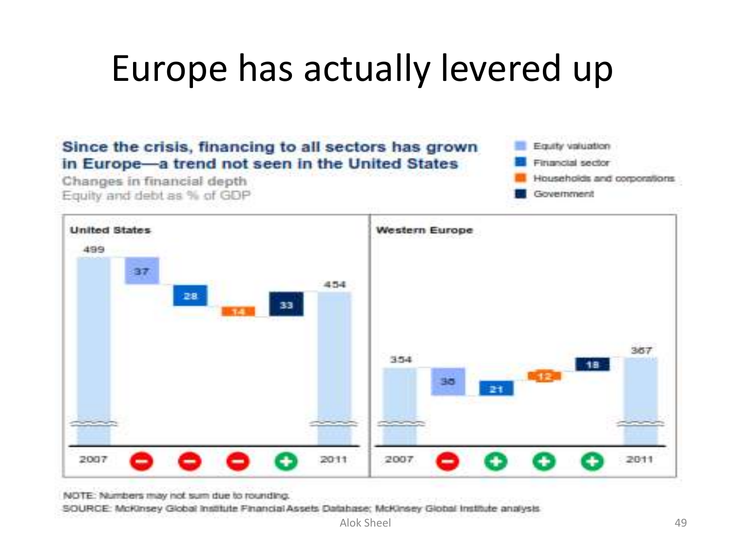# Europe has actually levered up

**Since the crisis, financing to all sectors has grown in Europe—a trend not seen in the United States**

Changes in financial depth
Equity and debt as % of GDP

Legend: Equity valuation; Financial sector; Households and corporations; Government

| | 2007 | Equity valuation | Financial sector | Households and corporations | Government | 2011 |
|---|---|---|---|---|---|---|
| United States | 499 | − 37 | − 28 | − 14 | + 33 | 454 |
| Western Europe | 354 | − 36 | + 21 | + 12 | + 18 | 367 |

NOTE: Numbers may not sum due to rounding.
SOURCE: McKinsey Global Institute Financial Assets Database; McKinsey Global Institute analysis

Alok Sheel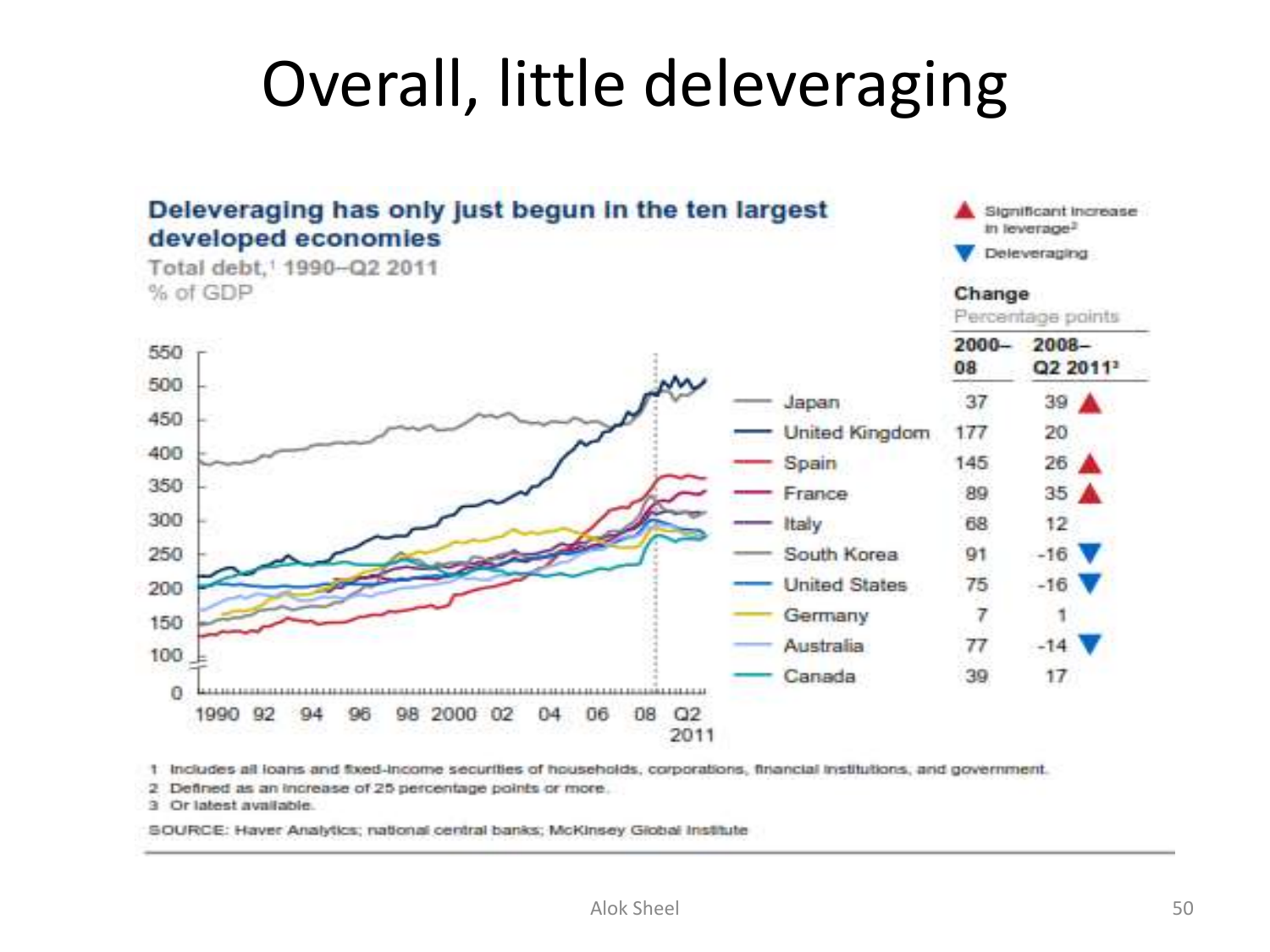# Overall, little deleveraging

**Deleveraging has only just begun in the ten largest developed economies**

Total debt,[1] 1990–Q2 2011

% of GDP

▲ Significant increase in leverage[2]

▼ Deleveraging

**Change**

Percentage points

| | 2000–08 | 2008–Q2 2011[3] |
|---|---|---|
| Japan | 37 | 39 ▲ |
| United Kingdom | 177 | 20 |
| Spain | 145 | 26 ▲ |
| France | 89 | 35 ▲ |
| Italy | 68 | 12 |
| South Korea | 91 | -16 ▼ |
| United States | 75 | -16 ▼ |
| Germany | 7 | 1 |
| Australia | 77 | -14 ▼ |
| Canada | 39 | 17 |

1 Includes all loans and fixed-income securities of households, corporations, financial institutions, and government.
2 Defined as an increase of 25 percentage points or more.
3 Or latest available.

SOURCE: Haver Analytics; national central banks; McKinsey Global Institute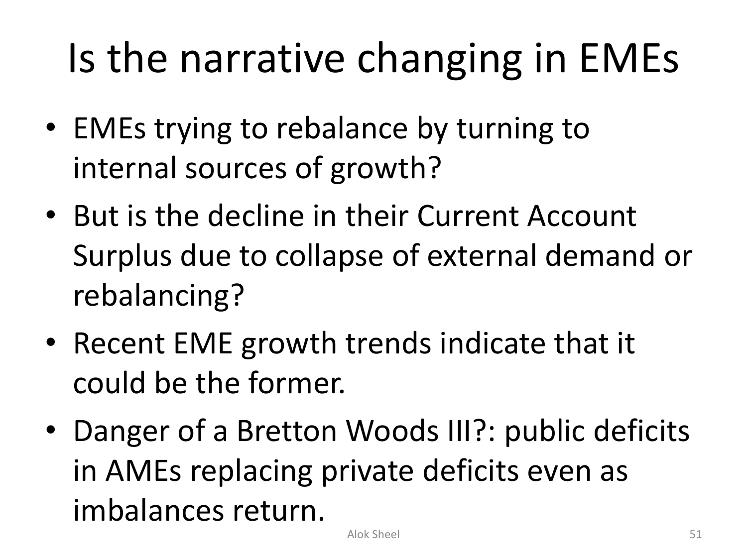# Is the narrative changing in EMEs

- EMEs trying to rebalance by turning to internal sources of growth?
- But is the decline in their Current Account Surplus due to collapse of external demand or rebalancing?
- Recent EME growth trends indicate that it could be the former.
- Danger of a Bretton Woods III?: public deficits in AMEs replacing private deficits even as imbalances return.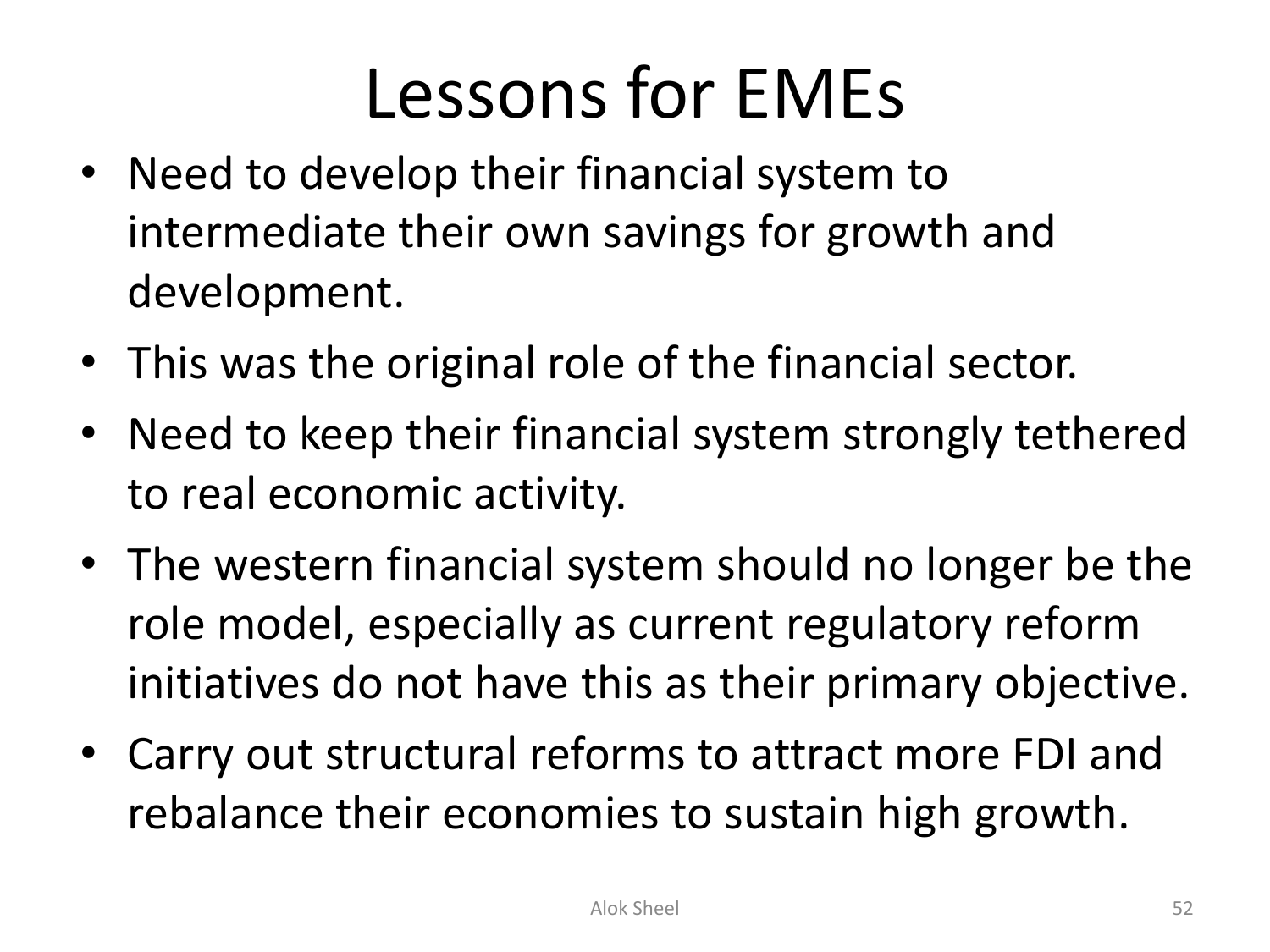# Lessons for EMEs

- Need to develop their financial system to intermediate their own savings for growth and development.
- This was the original role of the financial sector.
- Need to keep their financial system strongly tethered to real economic activity.
- The western financial system should no longer be the role model, especially as current regulatory reform initiatives do not have this as their primary objective.
- Carry out structural reforms to attract more FDI and rebalance their economies to sustain high growth.